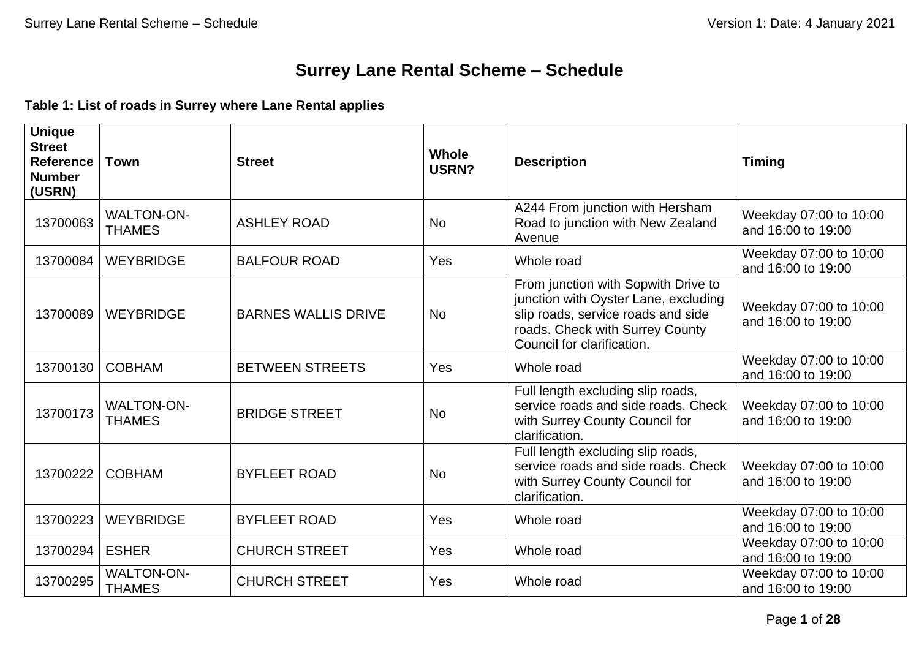# Surrey Lane Rental Scheme – Schedule

**Table 1: List of roads in Surrey where Lane Rental applies**

| Unique Street Reference Number (USRN) | Town | Street | Whole USRN? | Description | Timing |
|---|---|---|---|---|---|
| 13700063 | WALTON-ON-THAMES | ASHLEY ROAD | No | A244 From junction with Hersham Road to junction with New Zealand Avenue | Weekday 07:00 to 10:00 and 16:00 to 19:00 |
| 13700084 | WEYBRIDGE | BALFOUR ROAD | Yes | Whole road | Weekday 07:00 to 10:00 and 16:00 to 19:00 |
| 13700089 | WEYBRIDGE | BARNES WALLIS DRIVE | No | From junction with Sopwith Drive to junction with Oyster Lane, excluding slip roads, service roads and side roads. Check with Surrey County Council for clarification. | Weekday 07:00 to 10:00 and 16:00 to 19:00 |
| 13700130 | COBHAM | BETWEEN STREETS | Yes | Whole road | Weekday 07:00 to 10:00 and 16:00 to 19:00 |
| 13700173 | WALTON-ON-THAMES | BRIDGE STREET | No | Full length excluding slip roads, service roads and side roads. Check with Surrey County Council for clarification. | Weekday 07:00 to 10:00 and 16:00 to 19:00 |
| 13700222 | COBHAM | BYFLEET ROAD | No | Full length excluding slip roads, service roads and side roads. Check with Surrey County Council for clarification. | Weekday 07:00 to 10:00 and 16:00 to 19:00 |
| 13700223 | WEYBRIDGE | BYFLEET ROAD | Yes | Whole road | Weekday 07:00 to 10:00 and 16:00 to 19:00 |
| 13700294 | ESHER | CHURCH STREET | Yes | Whole road | Weekday 07:00 to 10:00 and 16:00 to 19:00 |
| 13700295 | WALTON-ON-THAMES | CHURCH STREET | Yes | Whole road | Weekday 07:00 to 10:00 and 16:00 to 19:00 |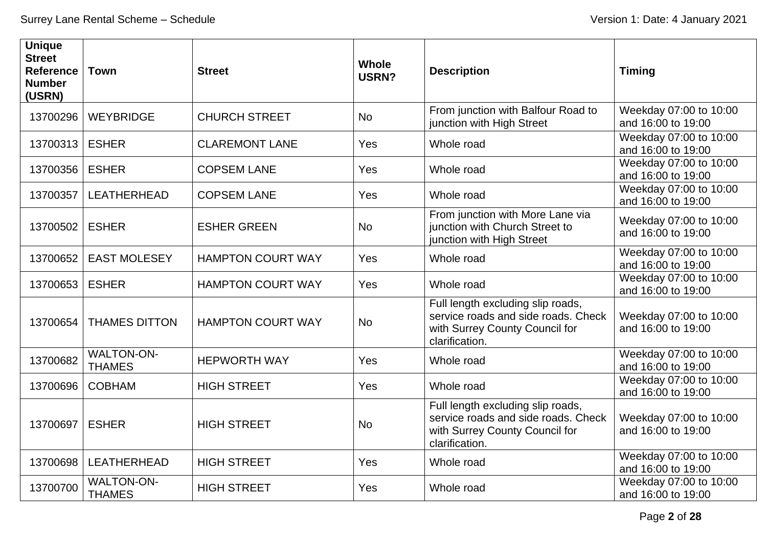| Unique Street Reference Number (USRN) | Town | Street | Whole USRN? | Description | Timing |
|---|---|---|---|---|---|
| 13700296 | WEYBRIDGE | CHURCH STREET | No | From junction with Balfour Road to junction with High Street | Weekday 07:00 to 10:00 and 16:00 to 19:00 |
| 13700313 | ESHER | CLAREMONT LANE | Yes | Whole road | Weekday 07:00 to 10:00 and 16:00 to 19:00 |
| 13700356 | ESHER | COPSEM LANE | Yes | Whole road | Weekday 07:00 to 10:00 and 16:00 to 19:00 |
| 13700357 | LEATHERHEAD | COPSEM LANE | Yes | Whole road | Weekday 07:00 to 10:00 and 16:00 to 19:00 |
| 13700502 | ESHER | ESHER GREEN | No | From junction with More Lane via junction with Church Street to junction with High Street | Weekday 07:00 to 10:00 and 16:00 to 19:00 |
| 13700652 | EAST MOLESEY | HAMPTON COURT WAY | Yes | Whole road | Weekday 07:00 to 10:00 and 16:00 to 19:00 |
| 13700653 | ESHER | HAMPTON COURT WAY | Yes | Whole road | Weekday 07:00 to 10:00 and 16:00 to 19:00 |
| 13700654 | THAMES DITTON | HAMPTON COURT WAY | No | Full length excluding slip roads, service roads and side roads. Check with Surrey County Council for clarification. | Weekday 07:00 to 10:00 and 16:00 to 19:00 |
| 13700682 | WALTON-ON-THAMES | HEPWORTH WAY | Yes | Whole road | Weekday 07:00 to 10:00 and 16:00 to 19:00 |
| 13700696 | COBHAM | HIGH STREET | Yes | Whole road | Weekday 07:00 to 10:00 and 16:00 to 19:00 |
| 13700697 | ESHER | HIGH STREET | No | Full length excluding slip roads, service roads and side roads. Check with Surrey County Council for clarification. | Weekday 07:00 to 10:00 and 16:00 to 19:00 |
| 13700698 | LEATHERHEAD | HIGH STREET | Yes | Whole road | Weekday 07:00 to 10:00 and 16:00 to 19:00 |
| 13700700 | WALTON-ON-THAMES | HIGH STREET | Yes | Whole road | Weekday 07:00 to 10:00 and 16:00 to 19:00 |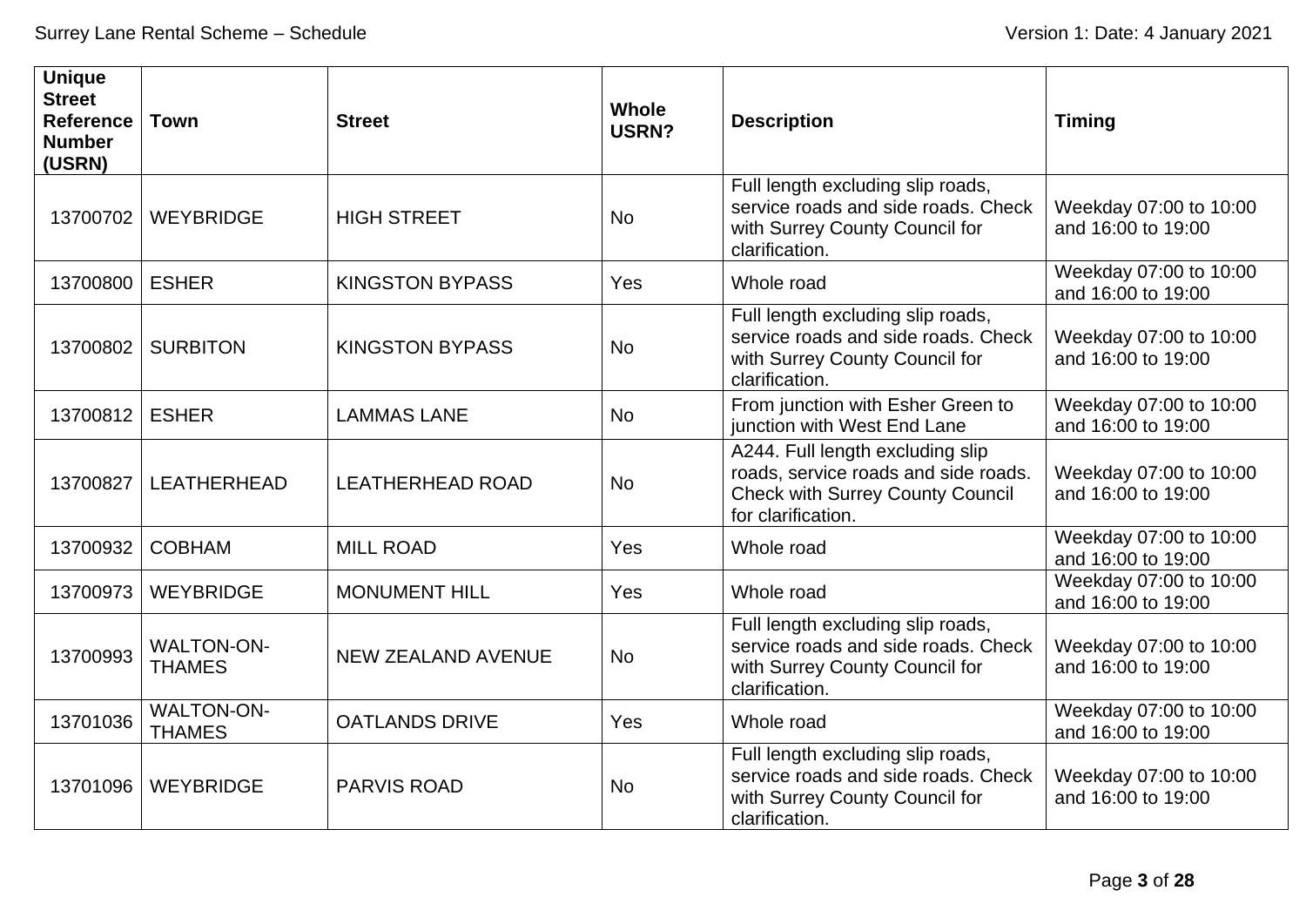| Unique Street Reference Number (USRN) | Town | Street | Whole USRN? | Description | Timing |
|---|---|---|---|---|---|
| 13700702 | WEYBRIDGE | HIGH STREET | No | Full length excluding slip roads, service roads and side roads. Check with Surrey County Council for clarification. | Weekday 07:00 to 10:00 and 16:00 to 19:00 |
| 13700800 | ESHER | KINGSTON BYPASS | Yes | Whole road | Weekday 07:00 to 10:00 and 16:00 to 19:00 |
| 13700802 | SURBITON | KINGSTON BYPASS | No | Full length excluding slip roads, service roads and side roads. Check with Surrey County Council for clarification. | Weekday 07:00 to 10:00 and 16:00 to 19:00 |
| 13700812 | ESHER | LAMMAS LANE | No | From junction with Esher Green to junction with West End Lane | Weekday 07:00 to 10:00 and 16:00 to 19:00 |
| 13700827 | LEATHERHEAD | LEATHERHEAD ROAD | No | A244. Full length excluding slip roads, service roads and side roads. Check with Surrey County Council for clarification. | Weekday 07:00 to 10:00 and 16:00 to 19:00 |
| 13700932 | COBHAM | MILL ROAD | Yes | Whole road | Weekday 07:00 to 10:00 and 16:00 to 19:00 |
| 13700973 | WEYBRIDGE | MONUMENT HILL | Yes | Whole road | Weekday 07:00 to 10:00 and 16:00 to 19:00 |
| 13700993 | WALTON-ON-THAMES | NEW ZEALAND AVENUE | No | Full length excluding slip roads, service roads and side roads. Check with Surrey County Council for clarification. | Weekday 07:00 to 10:00 and 16:00 to 19:00 |
| 13701036 | WALTON-ON-THAMES | OATLANDS DRIVE | Yes | Whole road | Weekday 07:00 to 10:00 and 16:00 to 19:00 |
| 13701096 | WEYBRIDGE | PARVIS ROAD | No | Full length excluding slip roads, service roads and side roads. Check with Surrey County Council for clarification. | Weekday 07:00 to 10:00 and 16:00 to 19:00 |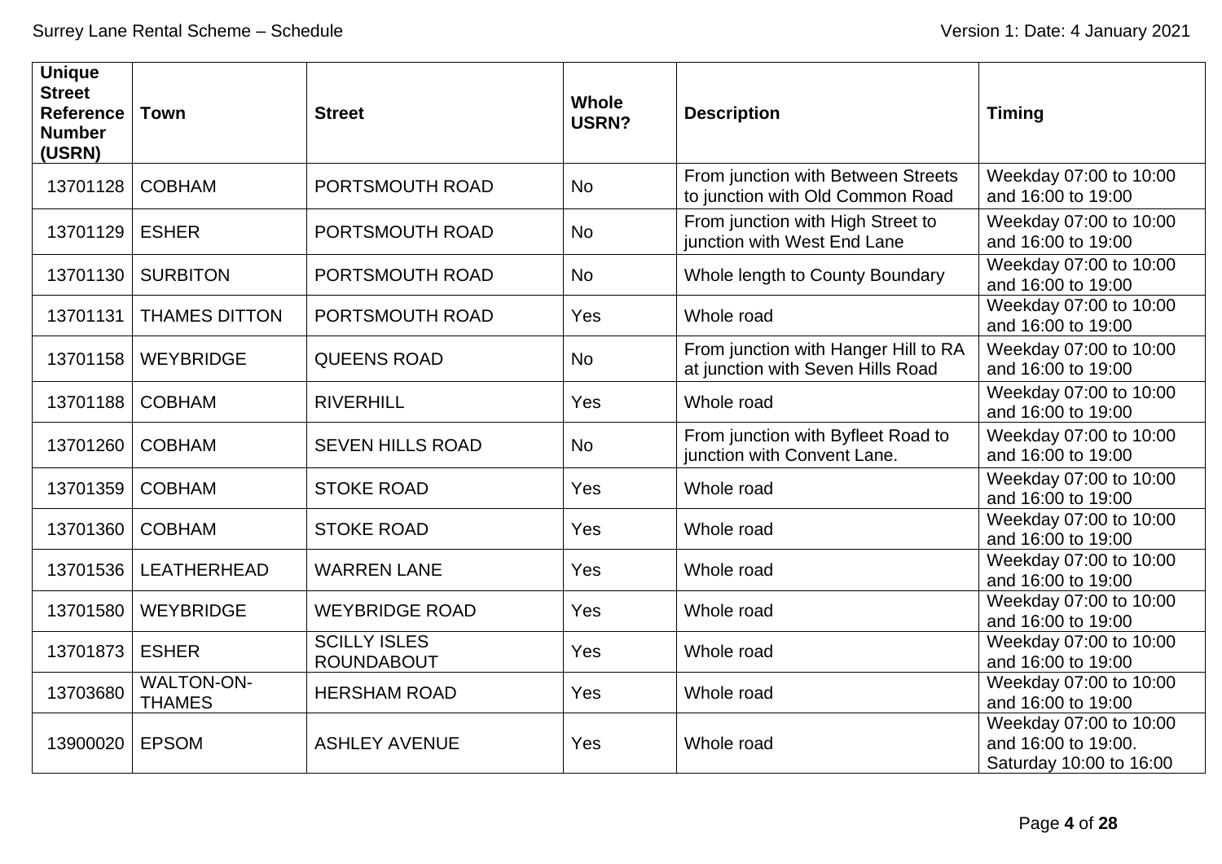| Unique Street Reference Number (USRN) | Town | Street | Whole USRN? | Description | Timing |
|---|---|---|---|---|---|
| 13701128 | COBHAM | PORTSMOUTH ROAD | No | From junction with Between Streets to junction with Old Common Road | Weekday 07:00 to 10:00 and 16:00 to 19:00 |
| 13701129 | ESHER | PORTSMOUTH ROAD | No | From junction with High Street to junction with West End Lane | Weekday 07:00 to 10:00 and 16:00 to 19:00 |
| 13701130 | SURBITON | PORTSMOUTH ROAD | No | Whole length to County Boundary | Weekday 07:00 to 10:00 and 16:00 to 19:00 |
| 13701131 | THAMES DITTON | PORTSMOUTH ROAD | Yes | Whole road | Weekday 07:00 to 10:00 and 16:00 to 19:00 |
| 13701158 | WEYBRIDGE | QUEENS ROAD | No | From junction with Hanger Hill to RA at junction with Seven Hills Road | Weekday 07:00 to 10:00 and 16:00 to 19:00 |
| 13701188 | COBHAM | RIVERHILL | Yes | Whole road | Weekday 07:00 to 10:00 and 16:00 to 19:00 |
| 13701260 | COBHAM | SEVEN HILLS ROAD | No | From junction with Byfleet Road to junction with Convent Lane. | Weekday 07:00 to 10:00 and 16:00 to 19:00 |
| 13701359 | COBHAM | STOKE ROAD | Yes | Whole road | Weekday 07:00 to 10:00 and 16:00 to 19:00 |
| 13701360 | COBHAM | STOKE ROAD | Yes | Whole road | Weekday 07:00 to 10:00 and 16:00 to 19:00 |
| 13701536 | LEATHERHEAD | WARREN LANE | Yes | Whole road | Weekday 07:00 to 10:00 and 16:00 to 19:00 |
| 13701580 | WEYBRIDGE | WEYBRIDGE ROAD | Yes | Whole road | Weekday 07:00 to 10:00 and 16:00 to 19:00 |
| 13701873 | ESHER | SCILLY ISLES ROUNDABOUT | Yes | Whole road | Weekday 07:00 to 10:00 and 16:00 to 19:00 |
| 13703680 | WALTON-ON-THAMES | HERSHAM ROAD | Yes | Whole road | Weekday 07:00 to 10:00 and 16:00 to 19:00 |
| 13900020 | EPSOM | ASHLEY AVENUE | Yes | Whole road | Weekday 07:00 to 10:00 and 16:00 to 19:00. Saturday 10:00 to 16:00 |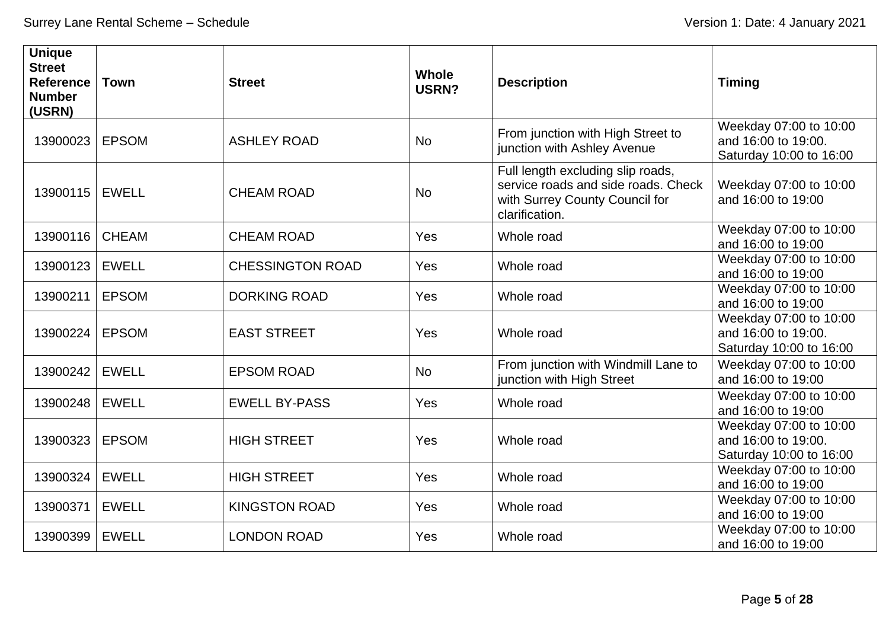| Unique Street Reference Number (USRN) | Town | Street | Whole USRN? | Description | Timing |
|---|---|---|---|---|---|
| 13900023 | EPSOM | ASHLEY ROAD | No | From junction with High Street to junction with Ashley Avenue | Weekday 07:00 to 10:00 and 16:00 to 19:00. Saturday 10:00 to 16:00 |
| 13900115 | EWELL | CHEAM ROAD | No | Full length excluding slip roads, service roads and side roads. Check with Surrey County Council for clarification. | Weekday 07:00 to 10:00 and 16:00 to 19:00 |
| 13900116 | CHEAM | CHEAM ROAD | Yes | Whole road | Weekday 07:00 to 10:00 and 16:00 to 19:00 |
| 13900123 | EWELL | CHESSINGTON ROAD | Yes | Whole road | Weekday 07:00 to 10:00 and 16:00 to 19:00 |
| 13900211 | EPSOM | DORKING ROAD | Yes | Whole road | Weekday 07:00 to 10:00 and 16:00 to 19:00 |
| 13900224 | EPSOM | EAST STREET | Yes | Whole road | Weekday 07:00 to 10:00 and 16:00 to 19:00. Saturday 10:00 to 16:00 |
| 13900242 | EWELL | EPSOM ROAD | No | From junction with Windmill Lane to junction with High Street | Weekday 07:00 to 10:00 and 16:00 to 19:00 |
| 13900248 | EWELL | EWELL BY-PASS | Yes | Whole road | Weekday 07:00 to 10:00 and 16:00 to 19:00 |
| 13900323 | EPSOM | HIGH STREET | Yes | Whole road | Weekday 07:00 to 10:00 and 16:00 to 19:00. Saturday 10:00 to 16:00 |
| 13900324 | EWELL | HIGH STREET | Yes | Whole road | Weekday 07:00 to 10:00 and 16:00 to 19:00 |
| 13900371 | EWELL | KINGSTON ROAD | Yes | Whole road | Weekday 07:00 to 10:00 and 16:00 to 19:00 |
| 13900399 | EWELL | LONDON ROAD | Yes | Whole road | Weekday 07:00 to 10:00 and 16:00 to 19:00 |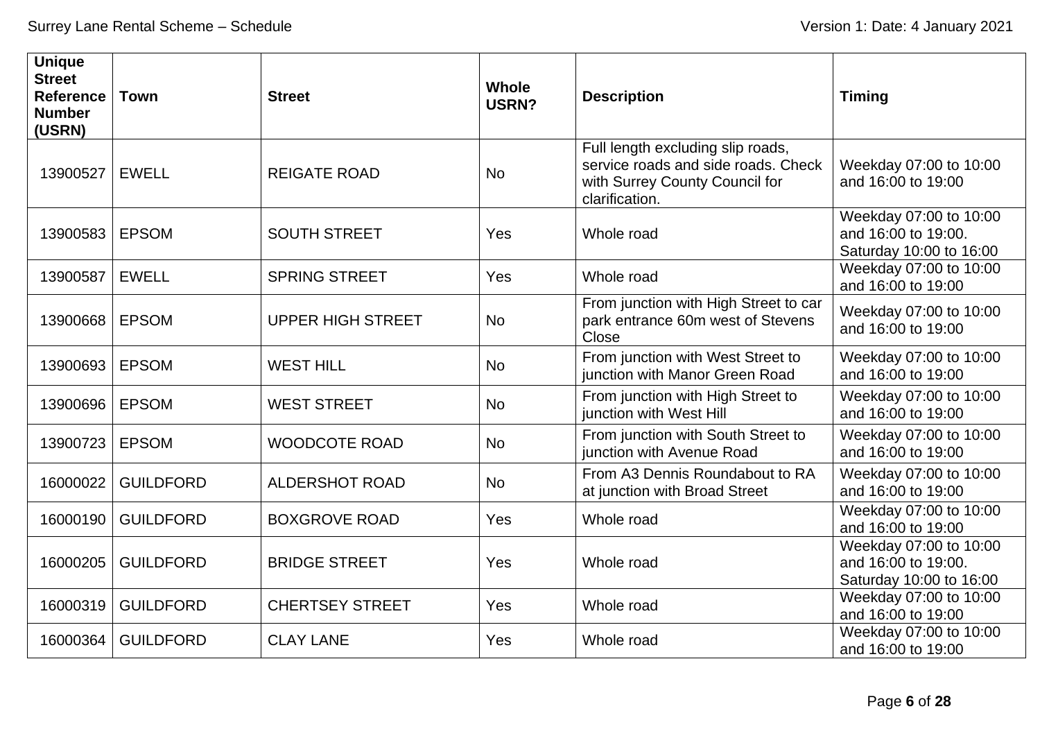| Unique Street Reference Number (USRN) | Town | Street | Whole USRN? | Description | Timing |
|---|---|---|---|---|---|
| 13900527 | EWELL | REIGATE ROAD | No | Full length excluding slip roads, service roads and side roads. Check with Surrey County Council for clarification. | Weekday 07:00 to 10:00 and 16:00 to 19:00 |
| 13900583 | EPSOM | SOUTH STREET | Yes | Whole road | Weekday 07:00 to 10:00 and 16:00 to 19:00. Saturday 10:00 to 16:00 |
| 13900587 | EWELL | SPRING STREET | Yes | Whole road | Weekday 07:00 to 10:00 and 16:00 to 19:00 |
| 13900668 | EPSOM | UPPER HIGH STREET | No | From junction with High Street to car park entrance 60m west of Stevens Close | Weekday 07:00 to 10:00 and 16:00 to 19:00 |
| 13900693 | EPSOM | WEST HILL | No | From junction with West Street to junction with Manor Green Road | Weekday 07:00 to 10:00 and 16:00 to 19:00 |
| 13900696 | EPSOM | WEST STREET | No | From junction with High Street to junction with West Hill | Weekday 07:00 to 10:00 and 16:00 to 19:00 |
| 13900723 | EPSOM | WOODCOTE ROAD | No | From junction with South Street to junction with Avenue Road | Weekday 07:00 to 10:00 and 16:00 to 19:00 |
| 16000022 | GUILDFORD | ALDERSHOT ROAD | No | From A3 Dennis Roundabout to RA at junction with Broad Street | Weekday 07:00 to 10:00 and 16:00 to 19:00 |
| 16000190 | GUILDFORD | BOXGROVE ROAD | Yes | Whole road | Weekday 07:00 to 10:00 and 16:00 to 19:00 |
| 16000205 | GUILDFORD | BRIDGE STREET | Yes | Whole road | Weekday 07:00 to 10:00 and 16:00 to 19:00. Saturday 10:00 to 16:00 |
| 16000319 | GUILDFORD | CHERTSEY STREET | Yes | Whole road | Weekday 07:00 to 10:00 and 16:00 to 19:00 |
| 16000364 | GUILDFORD | CLAY LANE | Yes | Whole road | Weekday 07:00 to 10:00 and 16:00 to 19:00 |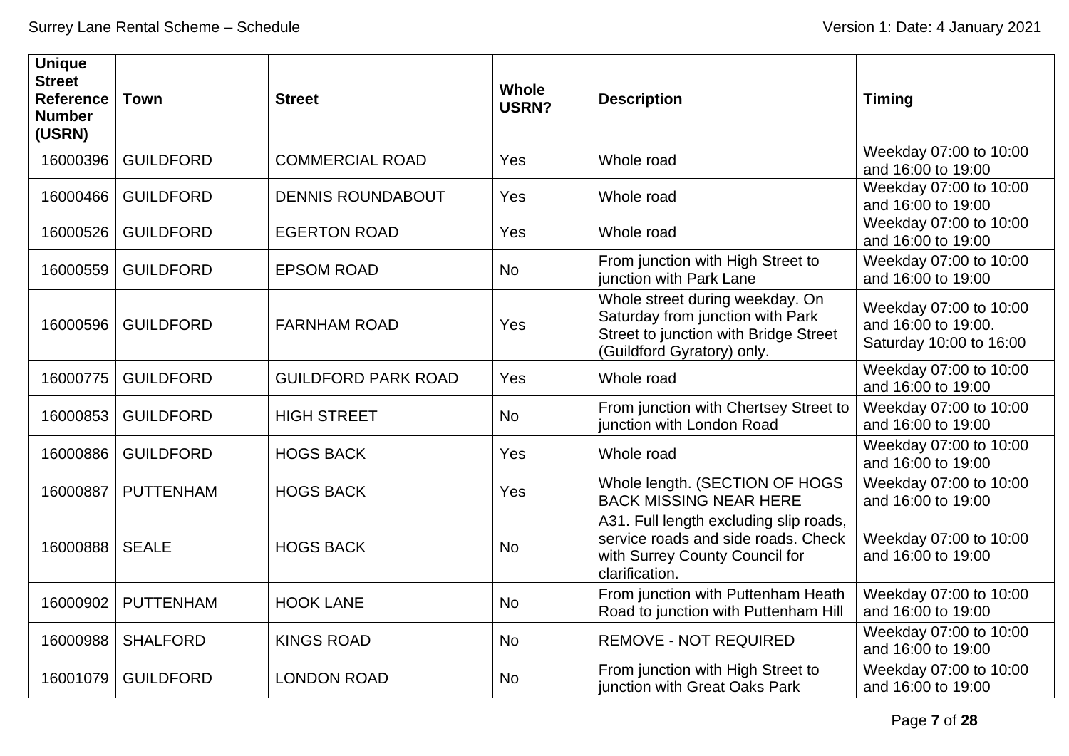| Unique Street Reference Number (USRN) | Town | Street | Whole USRN? | Description | Timing |
|---|---|---|---|---|---|
| 16000396 | GUILDFORD | COMMERCIAL ROAD | Yes | Whole road | Weekday 07:00 to 10:00 and 16:00 to 19:00 |
| 16000466 | GUILDFORD | DENNIS ROUNDABOUT | Yes | Whole road | Weekday 07:00 to 10:00 and 16:00 to 19:00 |
| 16000526 | GUILDFORD | EGERTON ROAD | Yes | Whole road | Weekday 07:00 to 10:00 and 16:00 to 19:00 |
| 16000559 | GUILDFORD | EPSOM ROAD | No | From junction with High Street to junction with Park Lane | Weekday 07:00 to 10:00 and 16:00 to 19:00 |
| 16000596 | GUILDFORD | FARNHAM ROAD | Yes | Whole street during weekday. On Saturday from junction with Park Street to junction with Bridge Street (Guildford Gyratory) only. | Weekday 07:00 to 10:00 and 16:00 to 19:00. Saturday 10:00 to 16:00 |
| 16000775 | GUILDFORD | GUILDFORD PARK ROAD | Yes | Whole road | Weekday 07:00 to 10:00 and 16:00 to 19:00 |
| 16000853 | GUILDFORD | HIGH STREET | No | From junction with Chertsey Street to junction with London Road | Weekday 07:00 to 10:00 and 16:00 to 19:00 |
| 16000886 | GUILDFORD | HOGS BACK | Yes | Whole road | Weekday 07:00 to 10:00 and 16:00 to 19:00 |
| 16000887 | PUTTENHAM | HOGS BACK | Yes | Whole length. (SECTION OF HOGS BACK MISSING NEAR HERE | Weekday 07:00 to 10:00 and 16:00 to 19:00 |
| 16000888 | SEALE | HOGS BACK | No | A31. Full length excluding slip roads, service roads and side roads. Check with Surrey County Council for clarification. | Weekday 07:00 to 10:00 and 16:00 to 19:00 |
| 16000902 | PUTTENHAM | HOOK LANE | No | From junction with Puttenham Heath Road to junction with Puttenham Hill | Weekday 07:00 to 10:00 and 16:00 to 19:00 |
| 16000988 | SHALFORD | KINGS ROAD | No | REMOVE - NOT REQUIRED | Weekday 07:00 to 10:00 and 16:00 to 19:00 |
| 16001079 | GUILDFORD | LONDON ROAD | No | From junction with High Street to junction with Great Oaks Park | Weekday 07:00 to 10:00 and 16:00 to 19:00 |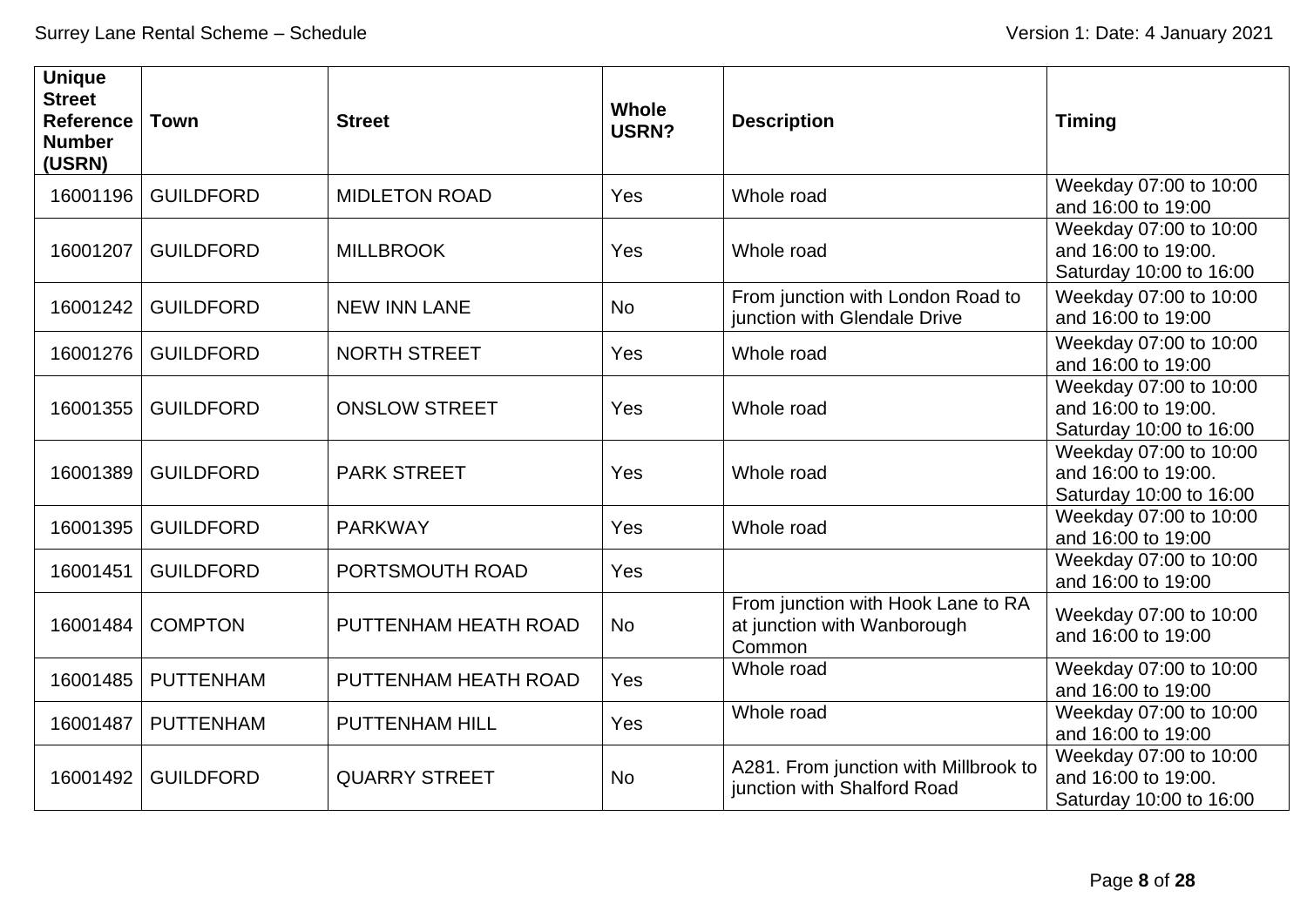| Unique Street Reference Number (USRN) | Town | Street | Whole USRN? | Description | Timing |
|---|---|---|---|---|---|
| 16001196 | GUILDFORD | MIDLETON ROAD | Yes | Whole road | Weekday 07:00 to 10:00 and 16:00 to 19:00 |
| 16001207 | GUILDFORD | MILLBROOK | Yes | Whole road | Weekday 07:00 to 10:00 and 16:00 to 19:00. Saturday 10:00 to 16:00 |
| 16001242 | GUILDFORD | NEW INN LANE | No | From junction with London Road to junction with Glendale Drive | Weekday 07:00 to 10:00 and 16:00 to 19:00 |
| 16001276 | GUILDFORD | NORTH STREET | Yes | Whole road | Weekday 07:00 to 10:00 and 16:00 to 19:00 |
| 16001355 | GUILDFORD | ONSLOW STREET | Yes | Whole road | Weekday 07:00 to 10:00 and 16:00 to 19:00. Saturday 10:00 to 16:00 |
| 16001389 | GUILDFORD | PARK STREET | Yes | Whole road | Weekday 07:00 to 10:00 and 16:00 to 19:00. Saturday 10:00 to 16:00 |
| 16001395 | GUILDFORD | PARKWAY | Yes | Whole road | Weekday 07:00 to 10:00 and 16:00 to 19:00 |
| 16001451 | GUILDFORD | PORTSMOUTH ROAD | Yes | | Weekday 07:00 to 10:00 and 16:00 to 19:00 |
| 16001484 | COMPTON | PUTTENHAM HEATH ROAD | No | From junction with Hook Lane to RA at junction with Wanborough Common | Weekday 07:00 to 10:00 and 16:00 to 19:00 |
| 16001485 | PUTTENHAM | PUTTENHAM HEATH ROAD | Yes | Whole road | Weekday 07:00 to 10:00 and 16:00 to 19:00 |
| 16001487 | PUTTENHAM | PUTTENHAM HILL | Yes | Whole road | Weekday 07:00 to 10:00 and 16:00 to 19:00 |
| 16001492 | GUILDFORD | QUARRY STREET | No | A281. From junction with Millbrook to junction with Shalford Road | Weekday 07:00 to 10:00 and 16:00 to 19:00. Saturday 10:00 to 16:00 |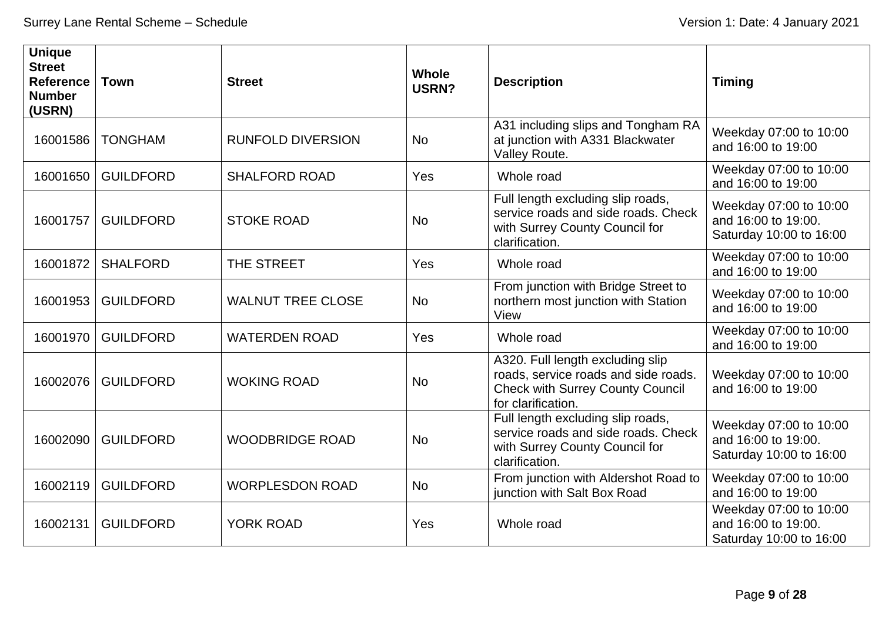| Unique Street Reference Number (USRN) | Town | Street | Whole USRN? | Description | Timing |
|---|---|---|---|---|---|
| 16001586 | TONGHAM | RUNFOLD DIVERSION | No | A31 including slips and Tongham RA at junction with A331 Blackwater Valley Route. | Weekday 07:00 to 10:00 and 16:00 to 19:00 |
| 16001650 | GUILDFORD | SHALFORD ROAD | Yes | Whole road | Weekday 07:00 to 10:00 and 16:00 to 19:00 |
| 16001757 | GUILDFORD | STOKE ROAD | No | Full length excluding slip roads, service roads and side roads. Check with Surrey County Council for clarification. | Weekday 07:00 to 10:00 and 16:00 to 19:00. Saturday 10:00 to 16:00 |
| 16001872 | SHALFORD | THE STREET | Yes | Whole road | Weekday 07:00 to 10:00 and 16:00 to 19:00 |
| 16001953 | GUILDFORD | WALNUT TREE CLOSE | No | From junction with Bridge Street to northern most junction with Station View | Weekday 07:00 to 10:00 and 16:00 to 19:00 |
| 16001970 | GUILDFORD | WATERDEN ROAD | Yes | Whole road | Weekday 07:00 to 10:00 and 16:00 to 19:00 |
| 16002076 | GUILDFORD | WOKING ROAD | No | A320. Full length excluding slip roads, service roads and side roads. Check with Surrey County Council for clarification. | Weekday 07:00 to 10:00 and 16:00 to 19:00 |
| 16002090 | GUILDFORD | WOODBRIDGE ROAD | No | Full length excluding slip roads, service roads and side roads. Check with Surrey County Council for clarification. | Weekday 07:00 to 10:00 and 16:00 to 19:00. Saturday 10:00 to 16:00 |
| 16002119 | GUILDFORD | WORPLESDON ROAD | No | From junction with Aldershot Road to junction with Salt Box Road | Weekday 07:00 to 10:00 and 16:00 to 19:00 |
| 16002131 | GUILDFORD | YORK ROAD | Yes | Whole road | Weekday 07:00 to 10:00 and 16:00 to 19:00. Saturday 10:00 to 16:00 |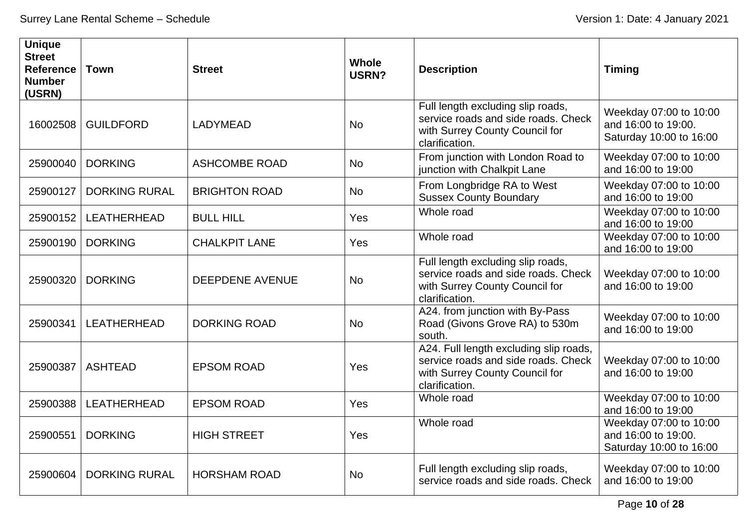| Unique Street Reference Number (USRN) | Town | Street | Whole USRN? | Description | Timing |
|---|---|---|---|---|---|
| 16002508 | GUILDFORD | LADYMEAD | No | Full length excluding slip roads, service roads and side roads. Check with Surrey County Council for clarification. | Weekday 07:00 to 10:00 and 16:00 to 19:00. Saturday 10:00 to 16:00 |
| 25900040 | DORKING | ASHCOMBE ROAD | No | From junction with London Road to junction with Chalkpit Lane | Weekday 07:00 to 10:00 and 16:00 to 19:00 |
| 25900127 | DORKING RURAL | BRIGHTON ROAD | No | From Longbridge RA to West Sussex County Boundary | Weekday 07:00 to 10:00 and 16:00 to 19:00 |
| 25900152 | LEATHERHEAD | BULL HILL | Yes | Whole road | Weekday 07:00 to 10:00 and 16:00 to 19:00 |
| 25900190 | DORKING | CHALKPIT LANE | Yes | Whole road | Weekday 07:00 to 10:00 and 16:00 to 19:00 |
| 25900320 | DORKING | DEEPDENE AVENUE | No | Full length excluding slip roads, service roads and side roads. Check with Surrey County Council for clarification. | Weekday 07:00 to 10:00 and 16:00 to 19:00 |
| 25900341 | LEATHERHEAD | DORKING ROAD | No | A24. from junction with By-Pass Road (Givons Grove RA) to 530m south. | Weekday 07:00 to 10:00 and 16:00 to 19:00 |
| 25900387 | ASHTEAD | EPSOM ROAD | Yes | A24. Full length excluding slip roads, service roads and side roads. Check with Surrey County Council for clarification. | Weekday 07:00 to 10:00 and 16:00 to 19:00 |
| 25900388 | LEATHERHEAD | EPSOM ROAD | Yes | Whole road | Weekday 07:00 to 10:00 and 16:00 to 19:00 |
| 25900551 | DORKING | HIGH STREET | Yes | Whole road | Weekday 07:00 to 10:00 and 16:00 to 19:00. Saturday 10:00 to 16:00 |
| 25900604 | DORKING RURAL | HORSHAM ROAD | No | Full length excluding slip roads, service roads and side roads. Check | Weekday 07:00 to 10:00 and 16:00 to 19:00 |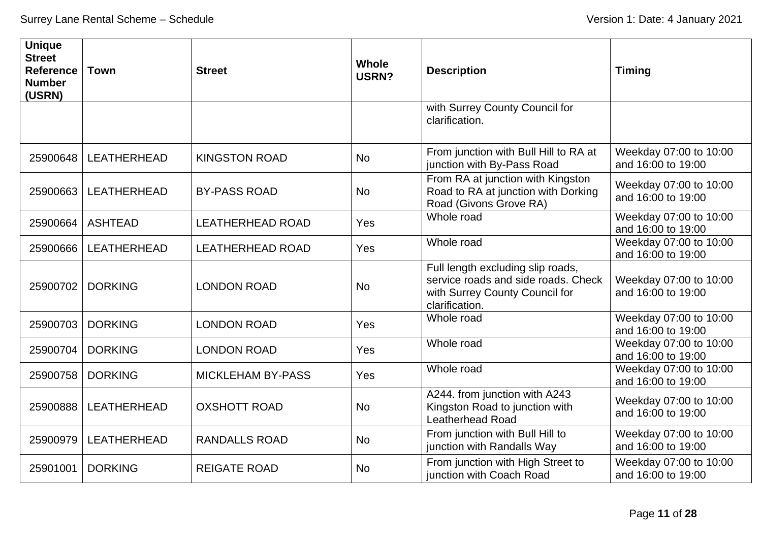| Unique Street Reference Number (USRN) | Town | Street | Whole USRN? | Description | Timing |
|---|---|---|---|---|---|
| | | | | with Surrey County Council for clarification. | |
| 25900648 | LEATHERHEAD | KINGSTON ROAD | No | From junction with Bull Hill to RA at junction with By-Pass Road | Weekday 07:00 to 10:00 and 16:00 to 19:00 |
| 25900663 | LEATHERHEAD | BY-PASS ROAD | No | From RA at junction with Kingston Road to RA at junction with Dorking Road (Givons Grove RA) | Weekday 07:00 to 10:00 and 16:00 to 19:00 |
| 25900664 | ASHTEAD | LEATHERHEAD ROAD | Yes | Whole road | Weekday 07:00 to 10:00 and 16:00 to 19:00 |
| 25900666 | LEATHERHEAD | LEATHERHEAD ROAD | Yes | Whole road | Weekday 07:00 to 10:00 and 16:00 to 19:00 |
| 25900702 | DORKING | LONDON ROAD | No | Full length excluding slip roads, service roads and side roads. Check with Surrey County Council for clarification. | Weekday 07:00 to 10:00 and 16:00 to 19:00 |
| 25900703 | DORKING | LONDON ROAD | Yes | Whole road | Weekday 07:00 to 10:00 and 16:00 to 19:00 |
| 25900704 | DORKING | LONDON ROAD | Yes | Whole road | Weekday 07:00 to 10:00 and 16:00 to 19:00 |
| 25900758 | DORKING | MICKLEHAM BY-PASS | Yes | Whole road | Weekday 07:00 to 10:00 and 16:00 to 19:00 |
| 25900888 | LEATHERHEAD | OXSHOTT ROAD | No | A244. from junction with A243 Kingston Road to junction with Leatherhead Road | Weekday 07:00 to 10:00 and 16:00 to 19:00 |
| 25900979 | LEATHERHEAD | RANDALLS ROAD | No | From junction with Bull Hill to junction with Randalls Way | Weekday 07:00 to 10:00 and 16:00 to 19:00 |
| 25901001 | DORKING | REIGATE ROAD | No | From junction with High Street to junction with Coach Road | Weekday 07:00 to 10:00 and 16:00 to 19:00 |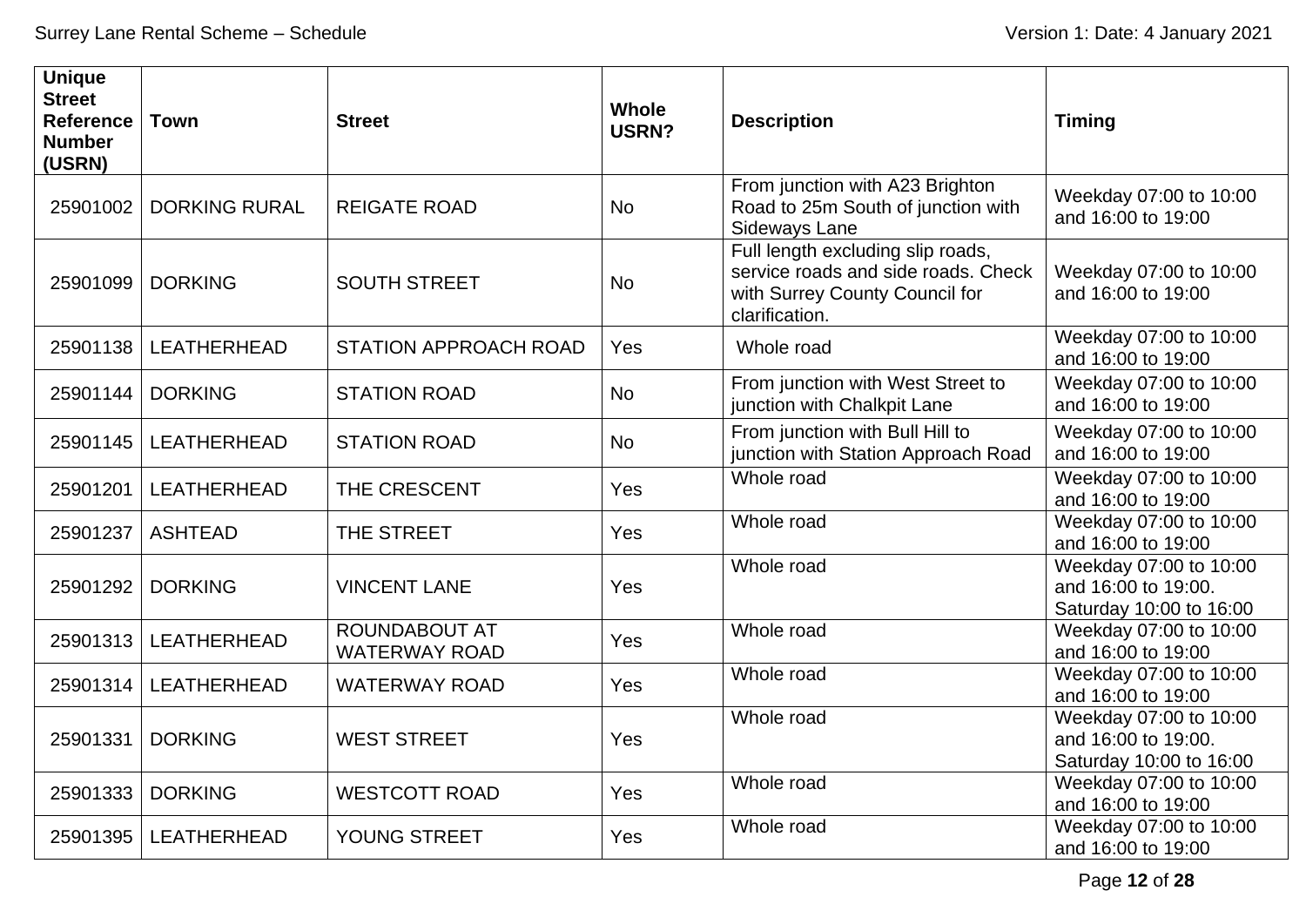| Unique Street Reference Number (USRN) | Town | Street | Whole USRN? | Description | Timing |
|---|---|---|---|---|---|
| 25901002 | DORKING RURAL | REIGATE ROAD | No | From junction with A23 Brighton Road to 25m South of junction with Sideways Lane | Weekday 07:00 to 10:00 and 16:00 to 19:00 |
| 25901099 | DORKING | SOUTH STREET | No | Full length excluding slip roads, service roads and side roads. Check with Surrey County Council for clarification. | Weekday 07:00 to 10:00 and 16:00 to 19:00 |
| 25901138 | LEATHERHEAD | STATION APPROACH ROAD | Yes | Whole road | Weekday 07:00 to 10:00 and 16:00 to 19:00 |
| 25901144 | DORKING | STATION ROAD | No | From junction with West Street to junction with Chalkpit Lane | Weekday 07:00 to 10:00 and 16:00 to 19:00 |
| 25901145 | LEATHERHEAD | STATION ROAD | No | From junction with Bull Hill to junction with Station Approach Road | Weekday 07:00 to 10:00 and 16:00 to 19:00 |
| 25901201 | LEATHERHEAD | THE CRESCENT | Yes | Whole road | Weekday 07:00 to 10:00 and 16:00 to 19:00 |
| 25901237 | ASHTEAD | THE STREET | Yes | Whole road | Weekday 07:00 to 10:00 and 16:00 to 19:00 |
| 25901292 | DORKING | VINCENT LANE | Yes | Whole road | Weekday 07:00 to 10:00 and 16:00 to 19:00. Saturday 10:00 to 16:00 |
| 25901313 | LEATHERHEAD | ROUNDABOUT AT WATERWAY ROAD | Yes | Whole road | Weekday 07:00 to 10:00 and 16:00 to 19:00 |
| 25901314 | LEATHERHEAD | WATERWAY ROAD | Yes | Whole road | Weekday 07:00 to 10:00 and 16:00 to 19:00 |
| 25901331 | DORKING | WEST STREET | Yes | Whole road | Weekday 07:00 to 10:00 and 16:00 to 19:00. Saturday 10:00 to 16:00 |
| 25901333 | DORKING | WESTCOTT ROAD | Yes | Whole road | Weekday 07:00 to 10:00 and 16:00 to 19:00 |
| 25901395 | LEATHERHEAD | YOUNG STREET | Yes | Whole road | Weekday 07:00 to 10:00 and 16:00 to 19:00 |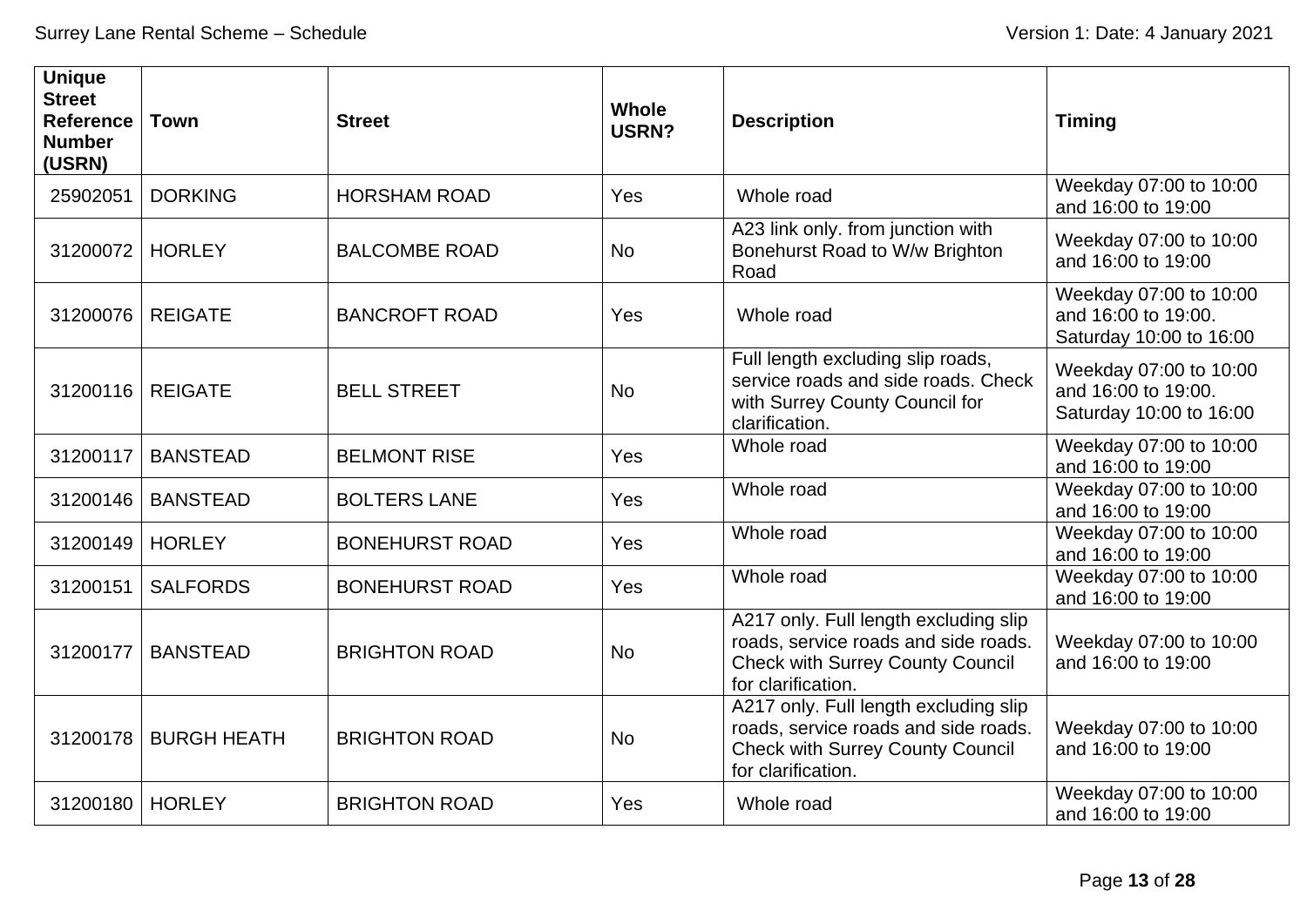| Unique Street Reference Number (USRN) | Town | Street | Whole USRN? | Description | Timing |
|---|---|---|---|---|---|
| 25902051 | DORKING | HORSHAM ROAD | Yes | Whole road | Weekday 07:00 to 10:00 and 16:00 to 19:00 |
| 31200072 | HORLEY | BALCOMBE ROAD | No | A23 link only. from junction with Bonehurst Road to W/w Brighton Road | Weekday 07:00 to 10:00 and 16:00 to 19:00 |
| 31200076 | REIGATE | BANCROFT ROAD | Yes | Whole road | Weekday 07:00 to 10:00 and 16:00 to 19:00. Saturday 10:00 to 16:00 |
| 31200116 | REIGATE | BELL STREET | No | Full length excluding slip roads, service roads and side roads. Check with Surrey County Council for clarification. | Weekday 07:00 to 10:00 and 16:00 to 19:00. Saturday 10:00 to 16:00 |
| 31200117 | BANSTEAD | BELMONT RISE | Yes | Whole road | Weekday 07:00 to 10:00 and 16:00 to 19:00 |
| 31200146 | BANSTEAD | BOLTERS LANE | Yes | Whole road | Weekday 07:00 to 10:00 and 16:00 to 19:00 |
| 31200149 | HORLEY | BONEHURST ROAD | Yes | Whole road | Weekday 07:00 to 10:00 and 16:00 to 19:00 |
| 31200151 | SALFORDS | BONEHURST ROAD | Yes | Whole road | Weekday 07:00 to 10:00 and 16:00 to 19:00 |
| 31200177 | BANSTEAD | BRIGHTON ROAD | No | A217 only. Full length excluding slip roads, service roads and side roads. Check with Surrey County Council for clarification. | Weekday 07:00 to 10:00 and 16:00 to 19:00 |
| 31200178 | BURGH HEATH | BRIGHTON ROAD | No | A217 only. Full length excluding slip roads, service roads and side roads. Check with Surrey County Council for clarification. | Weekday 07:00 to 10:00 and 16:00 to 19:00 |
| 31200180 | HORLEY | BRIGHTON ROAD | Yes | Whole road | Weekday 07:00 to 10:00 and 16:00 to 19:00 |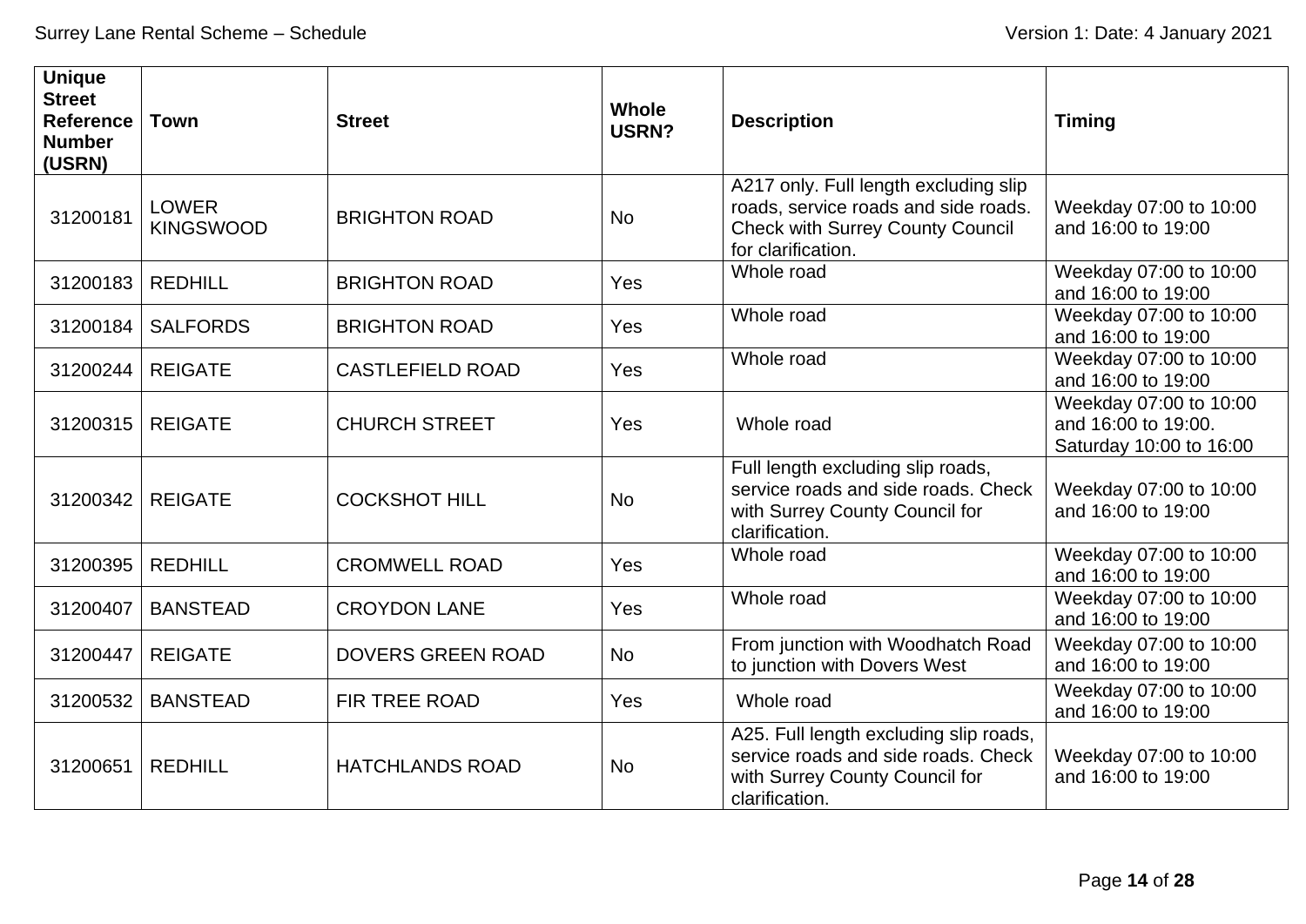| Unique Street Reference Number (USRN) | Town | Street | Whole USRN? | Description | Timing |
|---|---|---|---|---|---|
| 31200181 | LOWER KINGSWOOD | BRIGHTON ROAD | No | A217 only. Full length excluding slip roads, service roads and side roads. Check with Surrey County Council for clarification. | Weekday 07:00 to 10:00 and 16:00 to 19:00 |
| 31200183 | REDHILL | BRIGHTON ROAD | Yes | Whole road | Weekday 07:00 to 10:00 and 16:00 to 19:00 |
| 31200184 | SALFORDS | BRIGHTON ROAD | Yes | Whole road | Weekday 07:00 to 10:00 and 16:00 to 19:00 |
| 31200244 | REIGATE | CASTLEFIELD ROAD | Yes | Whole road | Weekday 07:00 to 10:00 and 16:00 to 19:00 |
| 31200315 | REIGATE | CHURCH STREET | Yes | Whole road | Weekday 07:00 to 10:00 and 16:00 to 19:00. Saturday 10:00 to 16:00 |
| 31200342 | REIGATE | COCKSHOT HILL | No | Full length excluding slip roads, service roads and side roads. Check with Surrey County Council for clarification. | Weekday 07:00 to 10:00 and 16:00 to 19:00 |
| 31200395 | REDHILL | CROMWELL ROAD | Yes | Whole road | Weekday 07:00 to 10:00 and 16:00 to 19:00 |
| 31200407 | BANSTEAD | CROYDON LANE | Yes | Whole road | Weekday 07:00 to 10:00 and 16:00 to 19:00 |
| 31200447 | REIGATE | DOVERS GREEN ROAD | No | From junction with Woodhatch Road to junction with Dovers West | Weekday 07:00 to 10:00 and 16:00 to 19:00 |
| 31200532 | BANSTEAD | FIR TREE ROAD | Yes | Whole road | Weekday 07:00 to 10:00 and 16:00 to 19:00 |
| 31200651 | REDHILL | HATCHLANDS ROAD | No | A25. Full length excluding slip roads, service roads and side roads. Check with Surrey County Council for clarification. | Weekday 07:00 to 10:00 and 16:00 to 19:00 |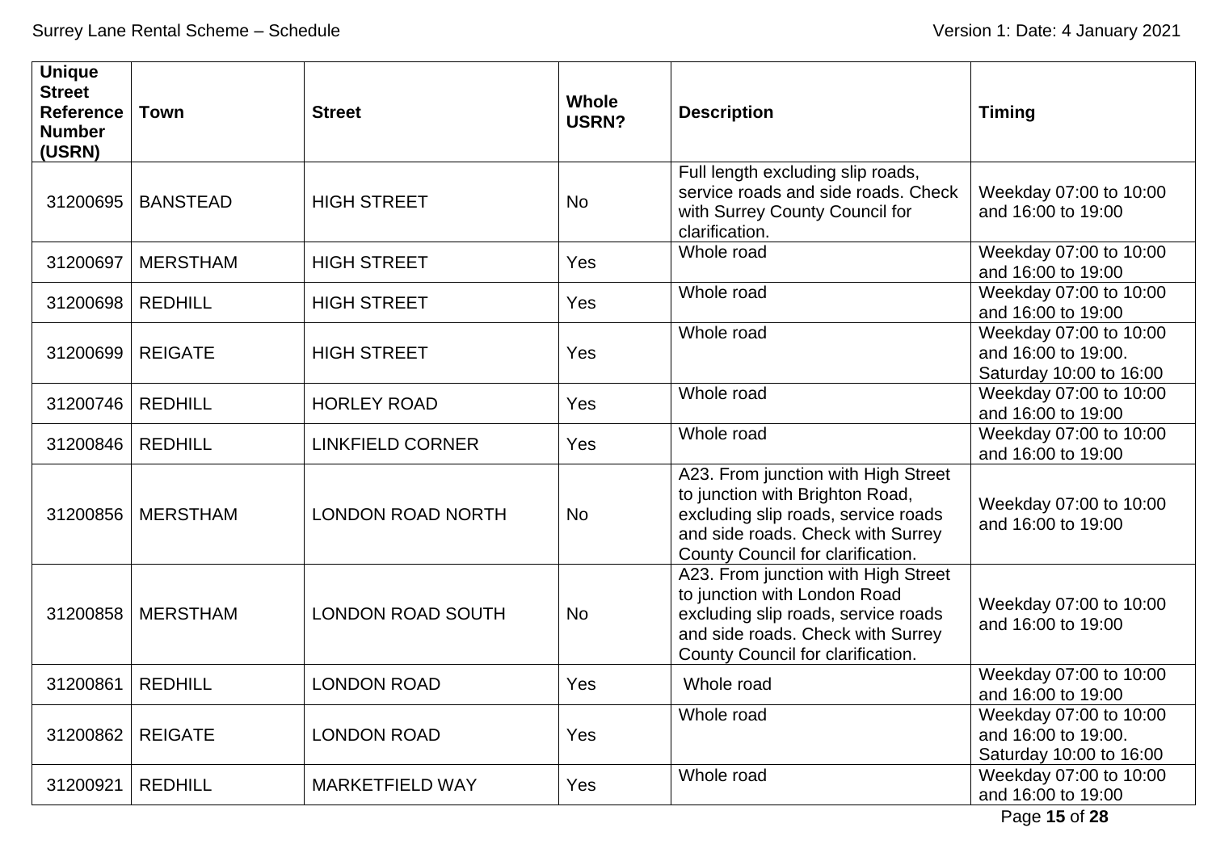| Unique Street Reference Number (USRN) | Town | Street | Whole USRN? | Description | Timing |
|---|---|---|---|---|---|
| 31200695 | BANSTEAD | HIGH STREET | No | Full length excluding slip roads, service roads and side roads. Check with Surrey County Council for clarification. | Weekday 07:00 to 10:00 and 16:00 to 19:00 |
| 31200697 | MERSTHAM | HIGH STREET | Yes | Whole road | Weekday 07:00 to 10:00 and 16:00 to 19:00 |
| 31200698 | REDHILL | HIGH STREET | Yes | Whole road | Weekday 07:00 to 10:00 and 16:00 to 19:00 |
| 31200699 | REIGATE | HIGH STREET | Yes | Whole road | Weekday 07:00 to 10:00 and 16:00 to 19:00. Saturday 10:00 to 16:00 |
| 31200746 | REDHILL | HORLEY ROAD | Yes | Whole road | Weekday 07:00 to 10:00 and 16:00 to 19:00 |
| 31200846 | REDHILL | LINKFIELD CORNER | Yes | Whole road | Weekday 07:00 to 10:00 and 16:00 to 19:00 |
| 31200856 | MERSTHAM | LONDON ROAD NORTH | No | A23. From junction with High Street to junction with Brighton Road, excluding slip roads, service roads and side roads. Check with Surrey County Council for clarification. | Weekday 07:00 to 10:00 and 16:00 to 19:00 |
| 31200858 | MERSTHAM | LONDON ROAD SOUTH | No | A23. From junction with High Street to junction with London Road excluding slip roads, service roads and side roads. Check with Surrey County Council for clarification. | Weekday 07:00 to 10:00 and 16:00 to 19:00 |
| 31200861 | REDHILL | LONDON ROAD | Yes | Whole road | Weekday 07:00 to 10:00 and 16:00 to 19:00 |
| 31200862 | REIGATE | LONDON ROAD | Yes | Whole road | Weekday 07:00 to 10:00 and 16:00 to 19:00. Saturday 10:00 to 16:00 |
| 31200921 | REDHILL | MARKETFIELD WAY | Yes | Whole road | Weekday 07:00 to 10:00 and 16:00 to 19:00 |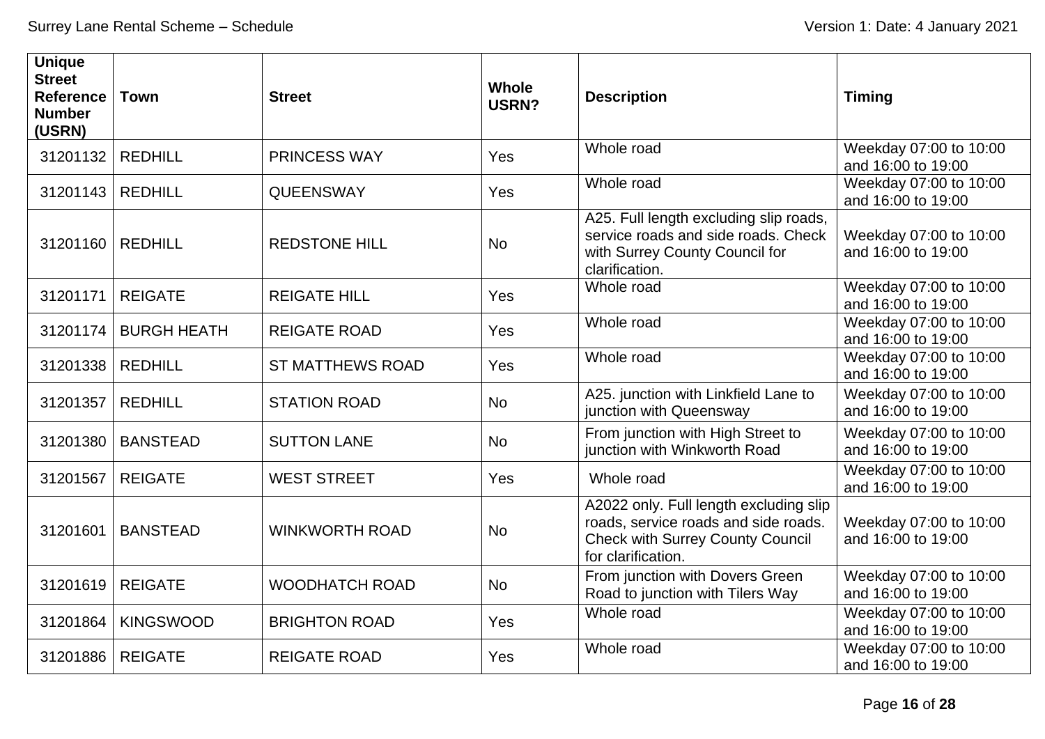| Unique Street Reference Number (USRN) | Town | Street | Whole USRN? | Description | Timing |
|---|---|---|---|---|---|
| 31201132 | REDHILL | PRINCESS WAY | Yes | Whole road | Weekday 07:00 to 10:00 and 16:00 to 19:00 |
| 31201143 | REDHILL | QUEENSWAY | Yes | Whole road | Weekday 07:00 to 10:00 and 16:00 to 19:00 |
| 31201160 | REDHILL | REDSTONE HILL | No | A25. Full length excluding slip roads, service roads and side roads. Check with Surrey County Council for clarification. | Weekday 07:00 to 10:00 and 16:00 to 19:00 |
| 31201171 | REIGATE | REIGATE HILL | Yes | Whole road | Weekday 07:00 to 10:00 and 16:00 to 19:00 |
| 31201174 | BURGH HEATH | REIGATE ROAD | Yes | Whole road | Weekday 07:00 to 10:00 and 16:00 to 19:00 |
| 31201338 | REDHILL | ST MATTHEWS ROAD | Yes | Whole road | Weekday 07:00 to 10:00 and 16:00 to 19:00 |
| 31201357 | REDHILL | STATION ROAD | No | A25. junction with Linkfield Lane to junction with Queensway | Weekday 07:00 to 10:00 and 16:00 to 19:00 |
| 31201380 | BANSTEAD | SUTTON LANE | No | From junction with High Street to junction with Winkworth Road | Weekday 07:00 to 10:00 and 16:00 to 19:00 |
| 31201567 | REIGATE | WEST STREET | Yes | Whole road | Weekday 07:00 to 10:00 and 16:00 to 19:00 |
| 31201601 | BANSTEAD | WINKWORTH ROAD | No | A2022 only. Full length excluding slip roads, service roads and side roads. Check with Surrey County Council for clarification. | Weekday 07:00 to 10:00 and 16:00 to 19:00 |
| 31201619 | REIGATE | WOODHATCH ROAD | No | From junction with Dovers Green Road to junction with Tilers Way | Weekday 07:00 to 10:00 and 16:00 to 19:00 |
| 31201864 | KINGSWOOD | BRIGHTON ROAD | Yes | Whole road | Weekday 07:00 to 10:00 and 16:00 to 19:00 |
| 31201886 | REIGATE | REIGATE ROAD | Yes | Whole road | Weekday 07:00 to 10:00 and 16:00 to 19:00 |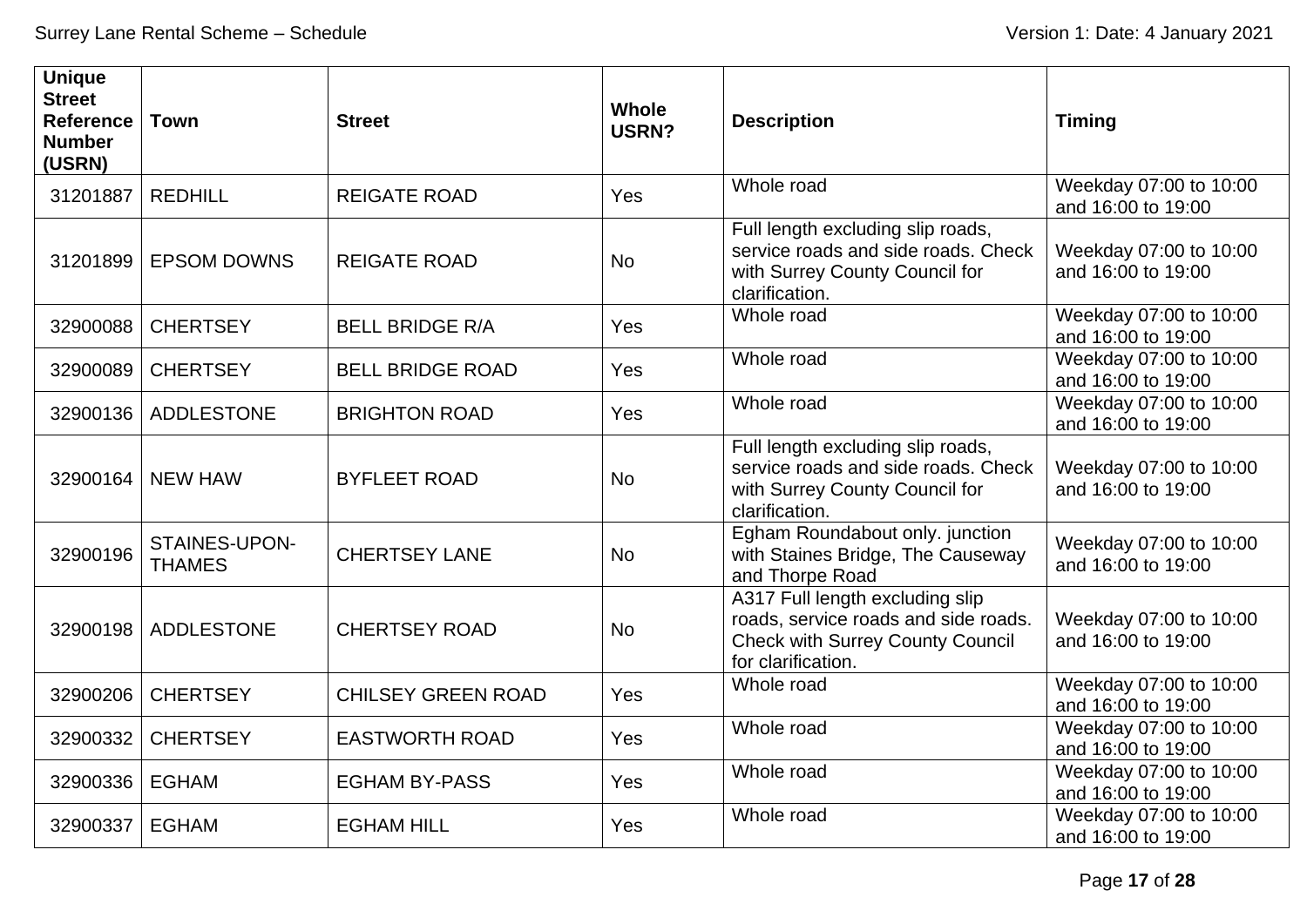| Unique Street Reference Number (USRN) | Town | Street | Whole USRN? | Description | Timing |
|---|---|---|---|---|---|
| 31201887 | REDHILL | REIGATE ROAD | Yes | Whole road | Weekday 07:00 to 10:00 and 16:00 to 19:00 |
| 31201899 | EPSOM DOWNS | REIGATE ROAD | No | Full length excluding slip roads, service roads and side roads. Check with Surrey County Council for clarification. | Weekday 07:00 to 10:00 and 16:00 to 19:00 |
| 32900088 | CHERTSEY | BELL BRIDGE R/A | Yes | Whole road | Weekday 07:00 to 10:00 and 16:00 to 19:00 |
| 32900089 | CHERTSEY | BELL BRIDGE ROAD | Yes | Whole road | Weekday 07:00 to 10:00 and 16:00 to 19:00 |
| 32900136 | ADDLESTONE | BRIGHTON ROAD | Yes | Whole road | Weekday 07:00 to 10:00 and 16:00 to 19:00 |
| 32900164 | NEW HAW | BYFLEET ROAD | No | Full length excluding slip roads, service roads and side roads. Check with Surrey County Council for clarification. | Weekday 07:00 to 10:00 and 16:00 to 19:00 |
| 32900196 | STAINES-UPON-THAMES | CHERTSEY LANE | No | Egham Roundabout only. junction with Staines Bridge, The Causeway and Thorpe Road | Weekday 07:00 to 10:00 and 16:00 to 19:00 |
| 32900198 | ADDLESTONE | CHERTSEY ROAD | No | A317 Full length excluding slip roads, service roads and side roads. Check with Surrey County Council for clarification. | Weekday 07:00 to 10:00 and 16:00 to 19:00 |
| 32900206 | CHERTSEY | CHILSEY GREEN ROAD | Yes | Whole road | Weekday 07:00 to 10:00 and 16:00 to 19:00 |
| 32900332 | CHERTSEY | EASTWORTH ROAD | Yes | Whole road | Weekday 07:00 to 10:00 and 16:00 to 19:00 |
| 32900336 | EGHAM | EGHAM BY-PASS | Yes | Whole road | Weekday 07:00 to 10:00 and 16:00 to 19:00 |
| 32900337 | EGHAM | EGHAM HILL | Yes | Whole road | Weekday 07:00 to 10:00 and 16:00 to 19:00 |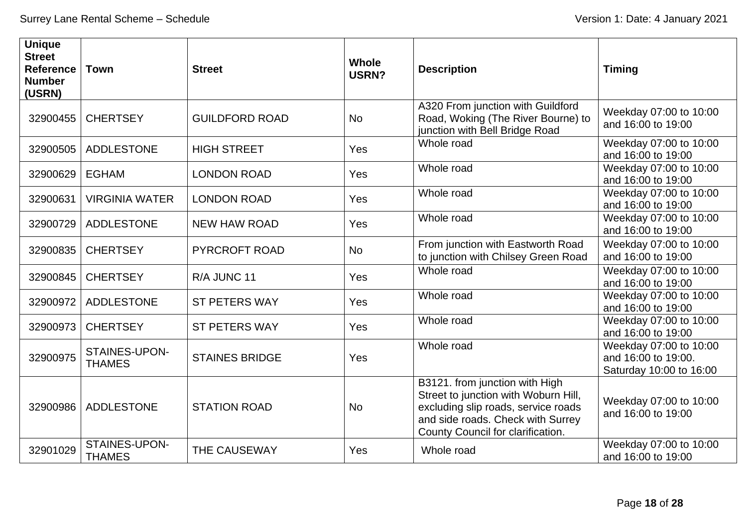| Unique Street Reference Number (USRN) | Town | Street | Whole USRN? | Description | Timing |
|---|---|---|---|---|---|
| 32900455 | CHERTSEY | GUILDFORD ROAD | No | A320 From junction with Guildford Road, Woking (The River Bourne) to junction with Bell Bridge Road | Weekday 07:00 to 10:00 and 16:00 to 19:00 |
| 32900505 | ADDLESTONE | HIGH STREET | Yes | Whole road | Weekday 07:00 to 10:00 and 16:00 to 19:00 |
| 32900629 | EGHAM | LONDON ROAD | Yes | Whole road | Weekday 07:00 to 10:00 and 16:00 to 19:00 |
| 32900631 | VIRGINIA WATER | LONDON ROAD | Yes | Whole road | Weekday 07:00 to 10:00 and 16:00 to 19:00 |
| 32900729 | ADDLESTONE | NEW HAW ROAD | Yes | Whole road | Weekday 07:00 to 10:00 and 16:00 to 19:00 |
| 32900835 | CHERTSEY | PYRCROFT ROAD | No | From junction with Eastworth Road to junction with Chilsey Green Road | Weekday 07:00 to 10:00 and 16:00 to 19:00 |
| 32900845 | CHERTSEY | R/A JUNC 11 | Yes | Whole road | Weekday 07:00 to 10:00 and 16:00 to 19:00 |
| 32900972 | ADDLESTONE | ST PETERS WAY | Yes | Whole road | Weekday 07:00 to 10:00 and 16:00 to 19:00 |
| 32900973 | CHERTSEY | ST PETERS WAY | Yes | Whole road | Weekday 07:00 to 10:00 and 16:00 to 19:00 |
| 32900975 | STAINES-UPON-THAMES | STAINES BRIDGE | Yes | Whole road | Weekday 07:00 to 10:00 and 16:00 to 19:00. Saturday 10:00 to 16:00 |
| 32900986 | ADDLESTONE | STATION ROAD | No | B3121. from junction with High Street to junction with Woburn Hill, excluding slip roads, service roads and side roads. Check with Surrey County Council for clarification. | Weekday 07:00 to 10:00 and 16:00 to 19:00 |
| 32901029 | STAINES-UPON-THAMES | THE CAUSEWAY | Yes | Whole road | Weekday 07:00 to 10:00 and 16:00 to 19:00 |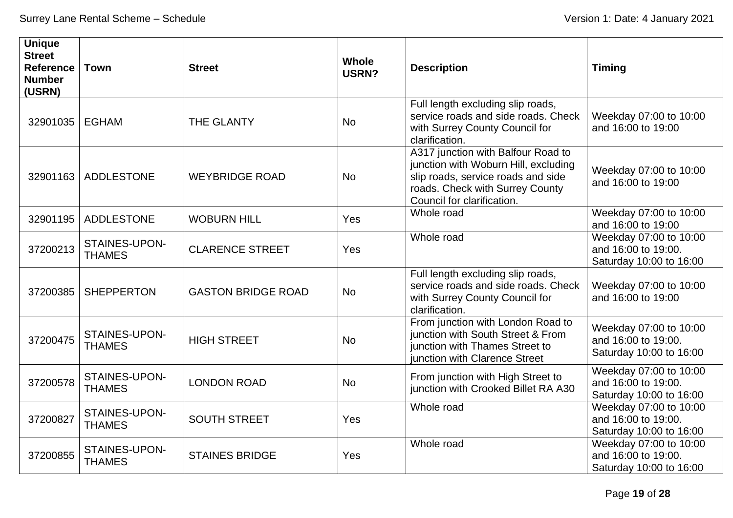| Unique Street Reference Number (USRN) | Town | Street | Whole USRN? | Description | Timing |
|---|---|---|---|---|---|
| 32901035 | EGHAM | THE GLANTY | No | Full length excluding slip roads, service roads and side roads. Check with Surrey County Council for clarification. | Weekday 07:00 to 10:00 and 16:00 to 19:00 |
| 32901163 | ADDLESTONE | WEYBRIDGE ROAD | No | A317 junction with Balfour Road to junction with Woburn Hill, excluding slip roads, service roads and side roads. Check with Surrey County Council for clarification. | Weekday 07:00 to 10:00 and 16:00 to 19:00 |
| 32901195 | ADDLESTONE | WOBURN HILL | Yes | Whole road | Weekday 07:00 to 10:00 and 16:00 to 19:00 |
| 37200213 | STAINES-UPON-THAMES | CLARENCE STREET | Yes | Whole road | Weekday 07:00 to 10:00 and 16:00 to 19:00. Saturday 10:00 to 16:00 |
| 37200385 | SHEPPERTON | GASTON BRIDGE ROAD | No | Full length excluding slip roads, service roads and side roads. Check with Surrey County Council for clarification. | Weekday 07:00 to 10:00 and 16:00 to 19:00 |
| 37200475 | STAINES-UPON-THAMES | HIGH STREET | No | From junction with London Road to junction with South Street & From junction with Thames Street to junction with Clarence Street | Weekday 07:00 to 10:00 and 16:00 to 19:00. Saturday 10:00 to 16:00 |
| 37200578 | STAINES-UPON-THAMES | LONDON ROAD | No | From junction with High Street to junction with Crooked Billet RA A30 | Weekday 07:00 to 10:00 and 16:00 to 19:00. Saturday 10:00 to 16:00 |
| 37200827 | STAINES-UPON-THAMES | SOUTH STREET | Yes | Whole road | Weekday 07:00 to 10:00 and 16:00 to 19:00. Saturday 10:00 to 16:00 |
| 37200855 | STAINES-UPON-THAMES | STAINES BRIDGE | Yes | Whole road | Weekday 07:00 to 10:00 and 16:00 to 19:00. Saturday 10:00 to 16:00 |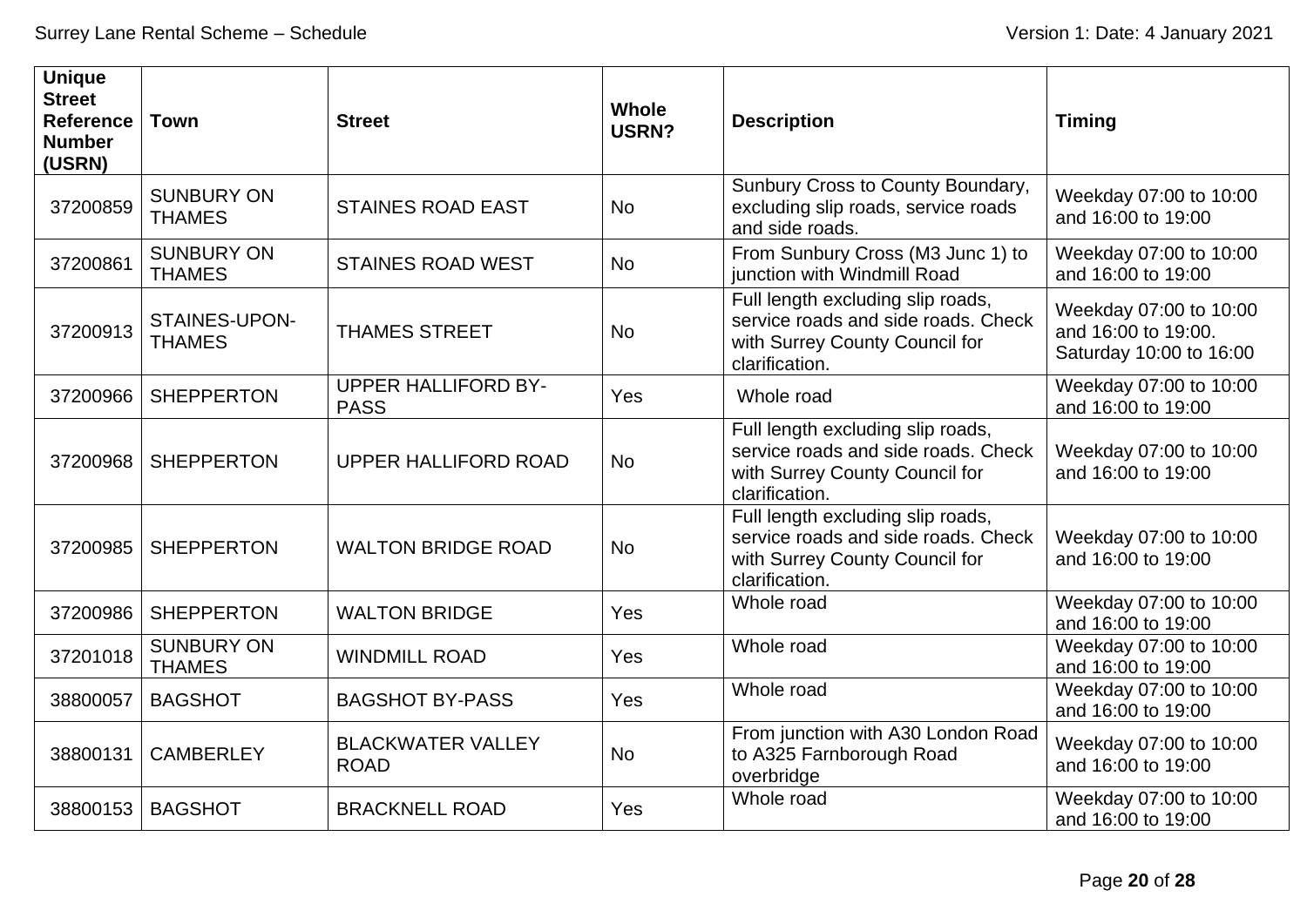| Unique Street Reference Number (USRN) | Town | Street | Whole USRN? | Description | Timing |
|---|---|---|---|---|---|
| 37200859 | SUNBURY ON THAMES | STAINES ROAD EAST | No | Sunbury Cross to County Boundary, excluding slip roads, service roads and side roads. | Weekday 07:00 to 10:00 and 16:00 to 19:00 |
| 37200861 | SUNBURY ON THAMES | STAINES ROAD WEST | No | From Sunbury Cross (M3 Junc 1) to junction with Windmill Road | Weekday 07:00 to 10:00 and 16:00 to 19:00 |
| 37200913 | STAINES-UPON-THAMES | THAMES STREET | No | Full length excluding slip roads, service roads and side roads. Check with Surrey County Council for clarification. | Weekday 07:00 to 10:00 and 16:00 to 19:00. Saturday 10:00 to 16:00 |
| 37200966 | SHEPPERTON | UPPER HALLIFORD BY-PASS | Yes | Whole road | Weekday 07:00 to 10:00 and 16:00 to 19:00 |
| 37200968 | SHEPPERTON | UPPER HALLIFORD ROAD | No | Full length excluding slip roads, service roads and side roads. Check with Surrey County Council for clarification. | Weekday 07:00 to 10:00 and 16:00 to 19:00 |
| 37200985 | SHEPPERTON | WALTON BRIDGE ROAD | No | Full length excluding slip roads, service roads and side roads. Check with Surrey County Council for clarification. | Weekday 07:00 to 10:00 and 16:00 to 19:00 |
| 37200986 | SHEPPERTON | WALTON BRIDGE | Yes | Whole road | Weekday 07:00 to 10:00 and 16:00 to 19:00 |
| 37201018 | SUNBURY ON THAMES | WINDMILL ROAD | Yes | Whole road | Weekday 07:00 to 10:00 and 16:00 to 19:00 |
| 38800057 | BAGSHOT | BAGSHOT BY-PASS | Yes | Whole road | Weekday 07:00 to 10:00 and 16:00 to 19:00 |
| 38800131 | CAMBERLEY | BLACKWATER VALLEY ROAD | No | From junction with A30 London Road to A325 Farnborough Road overbridge | Weekday 07:00 to 10:00 and 16:00 to 19:00 |
| 38800153 | BAGSHOT | BRACKNELL ROAD | Yes | Whole road | Weekday 07:00 to 10:00 and 16:00 to 19:00 |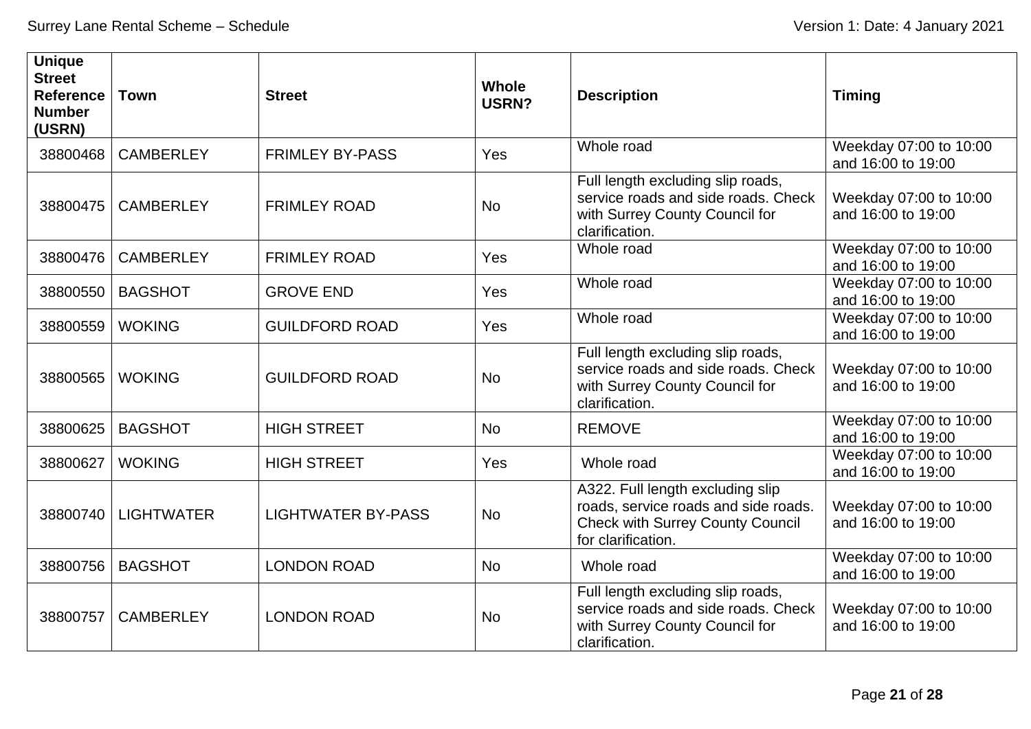| Unique Street Reference Number (USRN) | Town | Street | Whole USRN? | Description | Timing |
|---|---|---|---|---|---|
| 38800468 | CAMBERLEY | FRIMLEY BY-PASS | Yes | Whole road | Weekday 07:00 to 10:00 and 16:00 to 19:00 |
| 38800475 | CAMBERLEY | FRIMLEY ROAD | No | Full length excluding slip roads, service roads and side roads. Check with Surrey County Council for clarification. | Weekday 07:00 to 10:00 and 16:00 to 19:00 |
| 38800476 | CAMBERLEY | FRIMLEY ROAD | Yes | Whole road | Weekday 07:00 to 10:00 and 16:00 to 19:00 |
| 38800550 | BAGSHOT | GROVE END | Yes | Whole road | Weekday 07:00 to 10:00 and 16:00 to 19:00 |
| 38800559 | WOKING | GUILDFORD ROAD | Yes | Whole road | Weekday 07:00 to 10:00 and 16:00 to 19:00 |
| 38800565 | WOKING | GUILDFORD ROAD | No | Full length excluding slip roads, service roads and side roads. Check with Surrey County Council for clarification. | Weekday 07:00 to 10:00 and 16:00 to 19:00 |
| 38800625 | BAGSHOT | HIGH STREET | No | REMOVE | Weekday 07:00 to 10:00 and 16:00 to 19:00 |
| 38800627 | WOKING | HIGH STREET | Yes | Whole road | Weekday 07:00 to 10:00 and 16:00 to 19:00 |
| 38800740 | LIGHTWATER | LIGHTWATER BY-PASS | No | A322. Full length excluding slip roads, service roads and side roads. Check with Surrey County Council for clarification. | Weekday 07:00 to 10:00 and 16:00 to 19:00 |
| 38800756 | BAGSHOT | LONDON ROAD | No | Whole road | Weekday 07:00 to 10:00 and 16:00 to 19:00 |
| 38800757 | CAMBERLEY | LONDON ROAD | No | Full length excluding slip roads, service roads and side roads. Check with Surrey County Council for clarification. | Weekday 07:00 to 10:00 and 16:00 to 19:00 |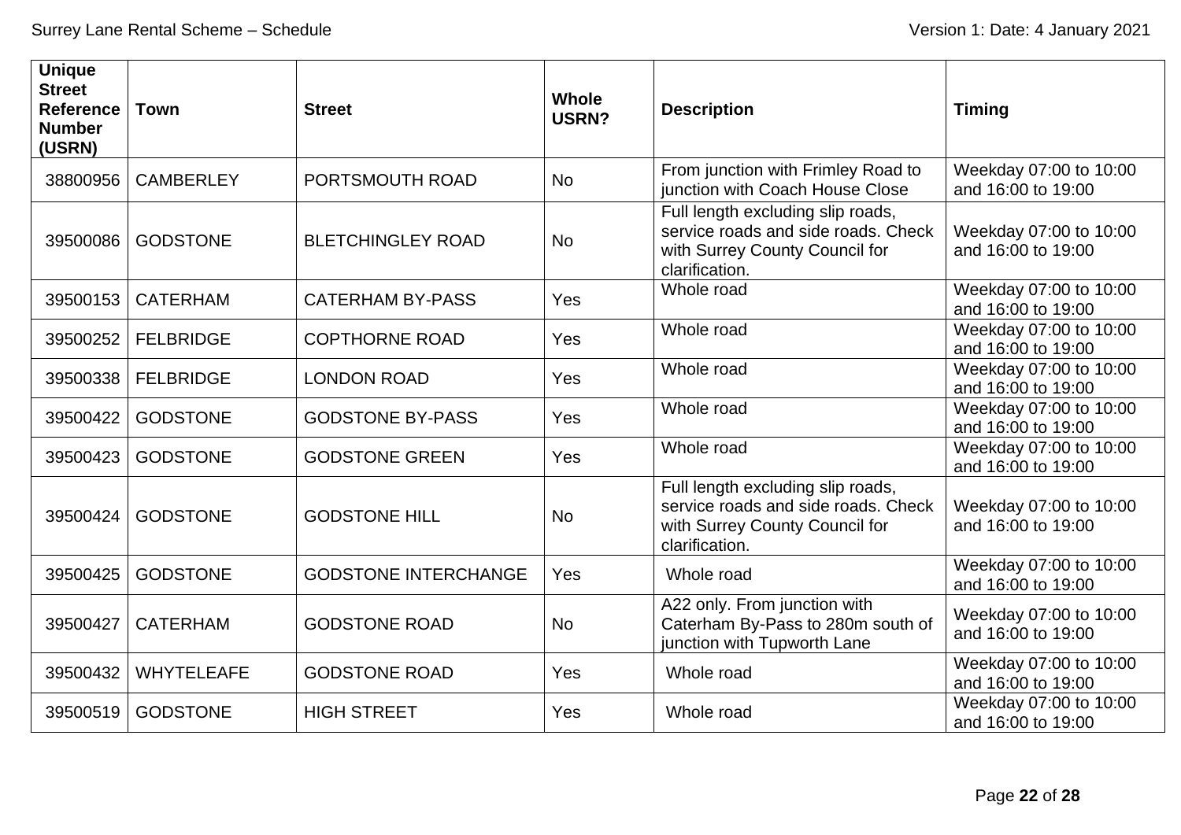| Unique Street Reference Number (USRN) | Town | Street | Whole USRN? | Description | Timing |
|---|---|---|---|---|---|
| 38800956 | CAMBERLEY | PORTSMOUTH ROAD | No | From junction with Frimley Road to junction with Coach House Close | Weekday 07:00 to 10:00 and 16:00 to 19:00 |
| 39500086 | GODSTONE | BLETCHINGLEY ROAD | No | Full length excluding slip roads, service roads and side roads. Check with Surrey County Council for clarification. | Weekday 07:00 to 10:00 and 16:00 to 19:00 |
| 39500153 | CATERHAM | CATERHAM BY-PASS | Yes | Whole road | Weekday 07:00 to 10:00 and 16:00 to 19:00 |
| 39500252 | FELBRIDGE | COPTHORNE ROAD | Yes | Whole road | Weekday 07:00 to 10:00 and 16:00 to 19:00 |
| 39500338 | FELBRIDGE | LONDON ROAD | Yes | Whole road | Weekday 07:00 to 10:00 and 16:00 to 19:00 |
| 39500422 | GODSTONE | GODSTONE BY-PASS | Yes | Whole road | Weekday 07:00 to 10:00 and 16:00 to 19:00 |
| 39500423 | GODSTONE | GODSTONE GREEN | Yes | Whole road | Weekday 07:00 to 10:00 and 16:00 to 19:00 |
| 39500424 | GODSTONE | GODSTONE HILL | No | Full length excluding slip roads, service roads and side roads. Check with Surrey County Council for clarification. | Weekday 07:00 to 10:00 and 16:00 to 19:00 |
| 39500425 | GODSTONE | GODSTONE INTERCHANGE | Yes | Whole road | Weekday 07:00 to 10:00 and 16:00 to 19:00 |
| 39500427 | CATERHAM | GODSTONE ROAD | No | A22 only. From junction with Caterham By-Pass to 280m south of junction with Tupworth Lane | Weekday 07:00 to 10:00 and 16:00 to 19:00 |
| 39500432 | WHYTELEAFE | GODSTONE ROAD | Yes | Whole road | Weekday 07:00 to 10:00 and 16:00 to 19:00 |
| 39500519 | GODSTONE | HIGH STREET | Yes | Whole road | Weekday 07:00 to 10:00 and 16:00 to 19:00 |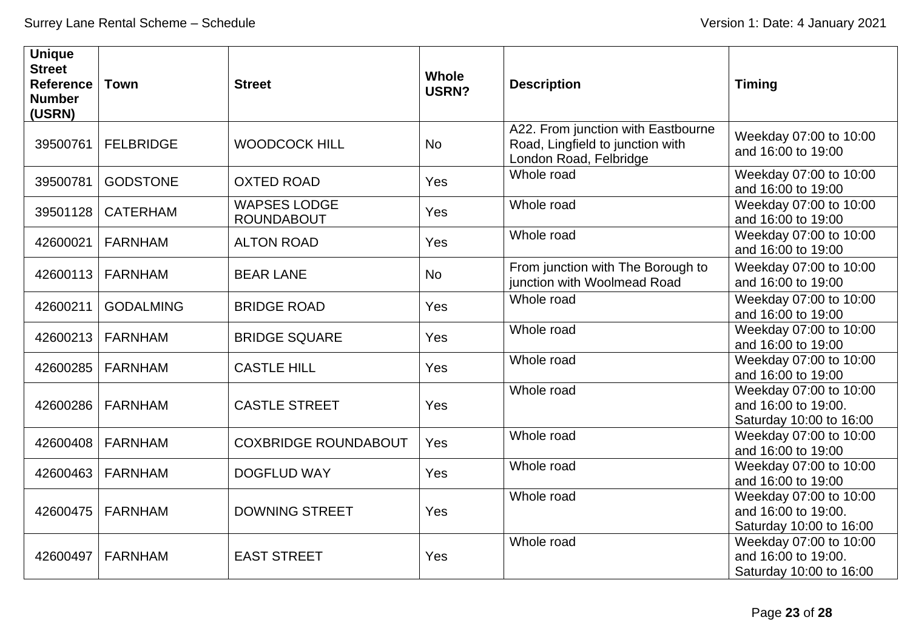| Unique Street Reference Number (USRN) | Town | Street | Whole USRN? | Description | Timing |
| --- | --- | --- | --- | --- | --- |
| 39500761 | FELBRIDGE | WOODCOCK HILL | No | A22. From junction with Eastbourne Road, Lingfield to junction with London Road, Felbridge | Weekday 07:00 to 10:00 and 16:00 to 19:00 |
| 39500781 | GODSTONE | OXTED ROAD | Yes | Whole road | Weekday 07:00 to 10:00 and 16:00 to 19:00 |
| 39501128 | CATERHAM | WAPSES LODGE ROUNDABOUT | Yes | Whole road | Weekday 07:00 to 10:00 and 16:00 to 19:00 |
| 42600021 | FARNHAM | ALTON ROAD | Yes | Whole road | Weekday 07:00 to 10:00 and 16:00 to 19:00 |
| 42600113 | FARNHAM | BEAR LANE | No | From junction with The Borough to junction with Woolmead Road | Weekday 07:00 to 10:00 and 16:00 to 19:00 |
| 42600211 | GODALMING | BRIDGE ROAD | Yes | Whole road | Weekday 07:00 to 10:00 and 16:00 to 19:00 |
| 42600213 | FARNHAM | BRIDGE SQUARE | Yes | Whole road | Weekday 07:00 to 10:00 and 16:00 to 19:00 |
| 42600285 | FARNHAM | CASTLE HILL | Yes | Whole road | Weekday 07:00 to 10:00 and 16:00 to 19:00 |
| 42600286 | FARNHAM | CASTLE STREET | Yes | Whole road | Weekday 07:00 to 10:00 and 16:00 to 19:00. Saturday 10:00 to 16:00 |
| 42600408 | FARNHAM | COXBRIDGE ROUNDABOUT | Yes | Whole road | Weekday 07:00 to 10:00 and 16:00 to 19:00 |
| 42600463 | FARNHAM | DOGFLUD WAY | Yes | Whole road | Weekday 07:00 to 10:00 and 16:00 to 19:00 |
| 42600475 | FARNHAM | DOWNING STREET | Yes | Whole road | Weekday 07:00 to 10:00 and 16:00 to 19:00. Saturday 10:00 to 16:00 |
| 42600497 | FARNHAM | EAST STREET | Yes | Whole road | Weekday 07:00 to 10:00 and 16:00 to 19:00. Saturday 10:00 to 16:00 |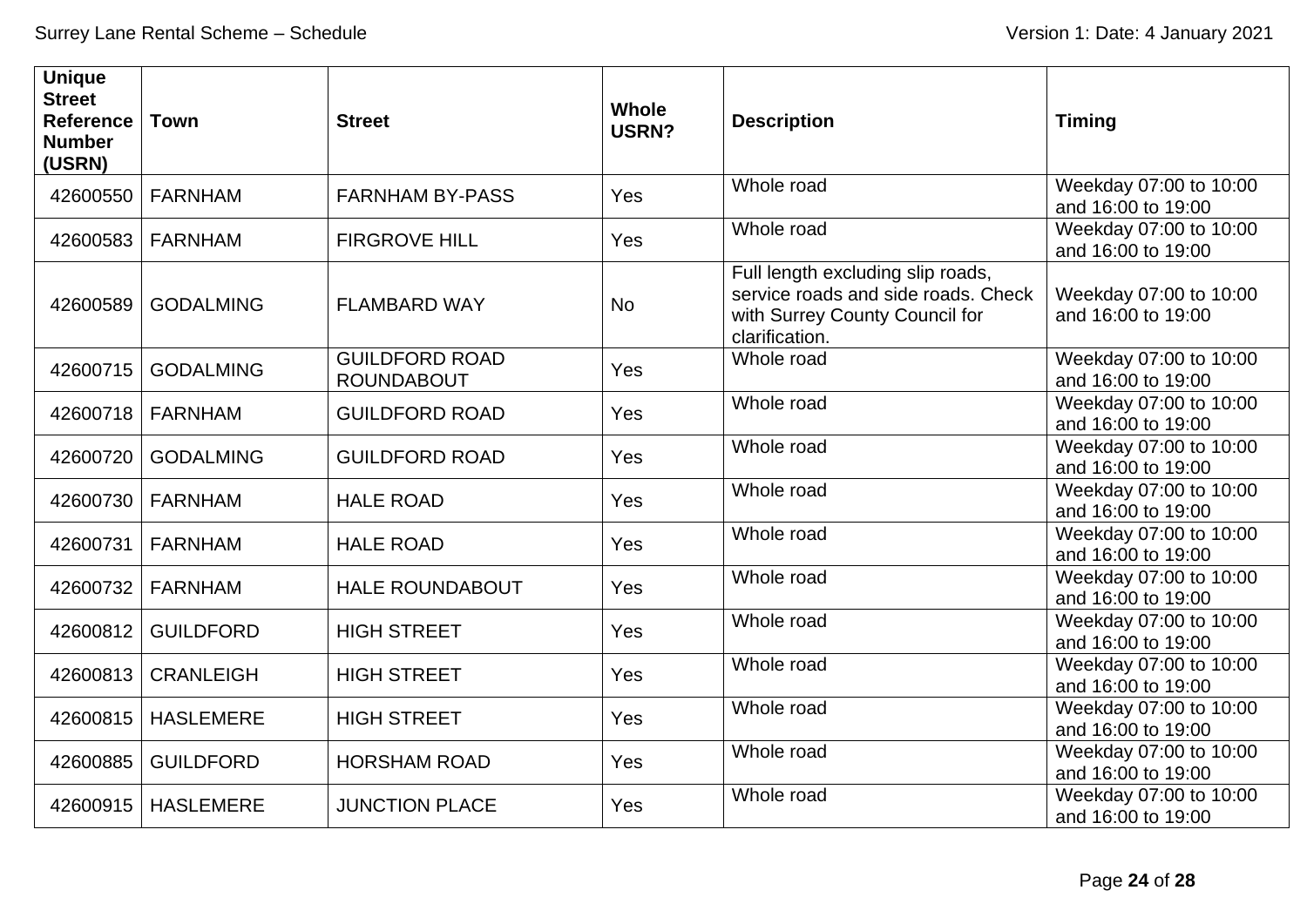| Unique Street Reference Number (USRN) | Town | Street | Whole USRN? | Description | Timing |
|---|---|---|---|---|---|
| 42600550 | FARNHAM | FARNHAM BY-PASS | Yes | Whole road | Weekday 07:00 to 10:00 and 16:00 to 19:00 |
| 42600583 | FARNHAM | FIRGROVE HILL | Yes | Whole road | Weekday 07:00 to 10:00 and 16:00 to 19:00 |
| 42600589 | GODALMING | FLAMBARD WAY | No | Full length excluding slip roads, service roads and side roads. Check with Surrey County Council for clarification. | Weekday 07:00 to 10:00 and 16:00 to 19:00 |
| 42600715 | GODALMING | GUILDFORD ROAD ROUNDABOUT | Yes | Whole road | Weekday 07:00 to 10:00 and 16:00 to 19:00 |
| 42600718 | FARNHAM | GUILDFORD ROAD | Yes | Whole road | Weekday 07:00 to 10:00 and 16:00 to 19:00 |
| 42600720 | GODALMING | GUILDFORD ROAD | Yes | Whole road | Weekday 07:00 to 10:00 and 16:00 to 19:00 |
| 42600730 | FARNHAM | HALE ROAD | Yes | Whole road | Weekday 07:00 to 10:00 and 16:00 to 19:00 |
| 42600731 | FARNHAM | HALE ROAD | Yes | Whole road | Weekday 07:00 to 10:00 and 16:00 to 19:00 |
| 42600732 | FARNHAM | HALE ROUNDABOUT | Yes | Whole road | Weekday 07:00 to 10:00 and 16:00 to 19:00 |
| 42600812 | GUILDFORD | HIGH STREET | Yes | Whole road | Weekday 07:00 to 10:00 and 16:00 to 19:00 |
| 42600813 | CRANLEIGH | HIGH STREET | Yes | Whole road | Weekday 07:00 to 10:00 and 16:00 to 19:00 |
| 42600815 | HASLEMERE | HIGH STREET | Yes | Whole road | Weekday 07:00 to 10:00 and 16:00 to 19:00 |
| 42600885 | GUILDFORD | HORSHAM ROAD | Yes | Whole road | Weekday 07:00 to 10:00 and 16:00 to 19:00 |
| 42600915 | HASLEMERE | JUNCTION PLACE | Yes | Whole road | Weekday 07:00 to 10:00 and 16:00 to 19:00 |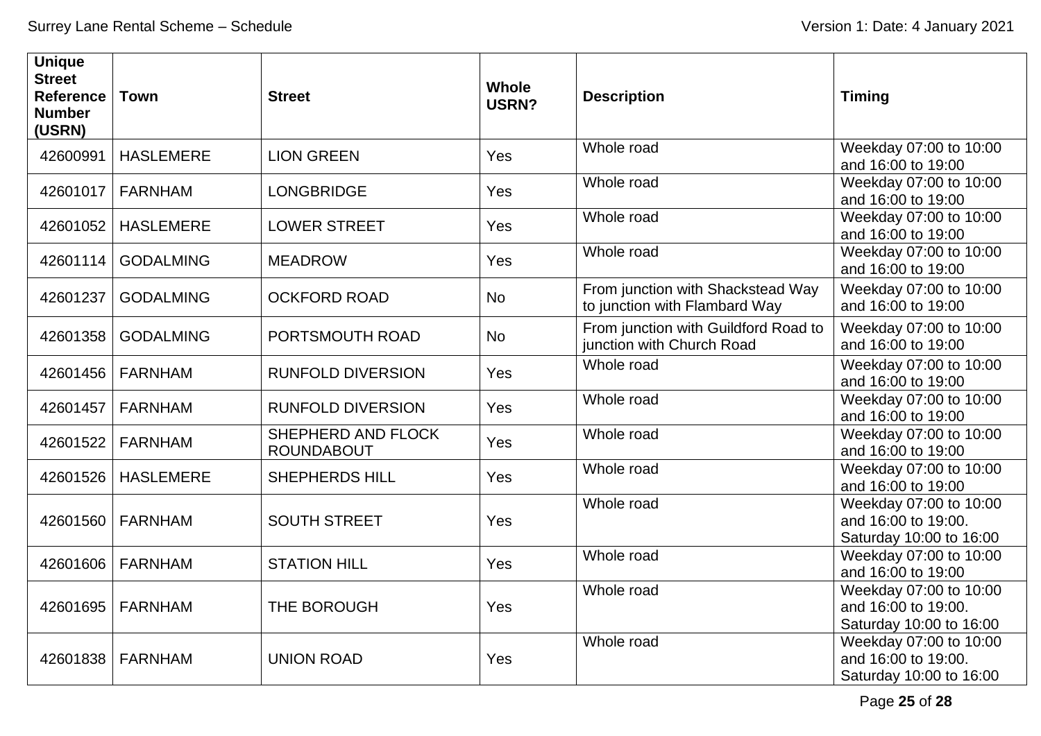| Unique Street Reference Number (USRN) | Town | Street | Whole USRN? | Description | Timing |
|---|---|---|---|---|---|
| 42600991 | HASLEMERE | LION GREEN | Yes | Whole road | Weekday 07:00 to 10:00 and 16:00 to 19:00 |
| 42601017 | FARNHAM | LONGBRIDGE | Yes | Whole road | Weekday 07:00 to 10:00 and 16:00 to 19:00 |
| 42601052 | HASLEMERE | LOWER STREET | Yes | Whole road | Weekday 07:00 to 10:00 and 16:00 to 19:00 |
| 42601114 | GODALMING | MEADROW | Yes | Whole road | Weekday 07:00 to 10:00 and 16:00 to 19:00 |
| 42601237 | GODALMING | OCKFORD ROAD | No | From junction with Shackstead Way to junction with Flambard Way | Weekday 07:00 to 10:00 and 16:00 to 19:00 |
| 42601358 | GODALMING | PORTSMOUTH ROAD | No | From junction with Guildford Road to junction with Church Road | Weekday 07:00 to 10:00 and 16:00 to 19:00 |
| 42601456 | FARNHAM | RUNFOLD DIVERSION | Yes | Whole road | Weekday 07:00 to 10:00 and 16:00 to 19:00 |
| 42601457 | FARNHAM | RUNFOLD DIVERSION | Yes | Whole road | Weekday 07:00 to 10:00 and 16:00 to 19:00 |
| 42601522 | FARNHAM | SHEPHERD AND FLOCK ROUNDABOUT | Yes | Whole road | Weekday 07:00 to 10:00 and 16:00 to 19:00 |
| 42601526 | HASLEMERE | SHEPHERDS HILL | Yes | Whole road | Weekday 07:00 to 10:00 and 16:00 to 19:00 |
| 42601560 | FARNHAM | SOUTH STREET | Yes | Whole road | Weekday 07:00 to 10:00 and 16:00 to 19:00. Saturday 10:00 to 16:00 |
| 42601606 | FARNHAM | STATION HILL | Yes | Whole road | Weekday 07:00 to 10:00 and 16:00 to 19:00 |
| 42601695 | FARNHAM | THE BOROUGH | Yes | Whole road | Weekday 07:00 to 10:00 and 16:00 to 19:00. Saturday 10:00 to 16:00 |
| 42601838 | FARNHAM | UNION ROAD | Yes | Whole road | Weekday 07:00 to 10:00 and 16:00 to 19:00. Saturday 10:00 to 16:00 |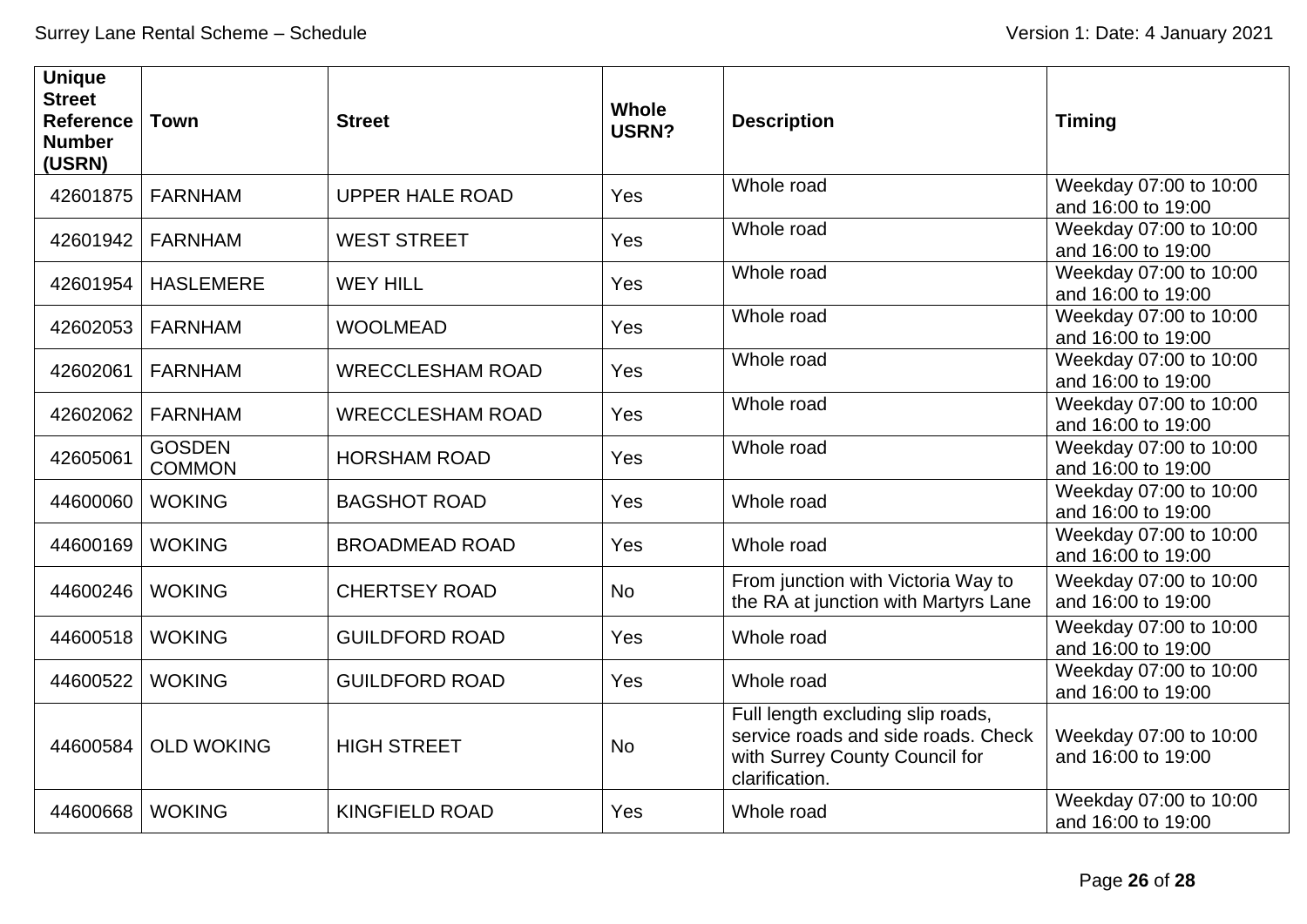| Unique Street Reference Number (USRN) | Town | Street | Whole USRN? | Description | Timing |
|---|---|---|---|---|---|
| 42601875 | FARNHAM | UPPER HALE ROAD | Yes | Whole road | Weekday 07:00 to 10:00 and 16:00 to 19:00 |
| 42601942 | FARNHAM | WEST STREET | Yes | Whole road | Weekday 07:00 to 10:00 and 16:00 to 19:00 |
| 42601954 | HASLEMERE | WEY HILL | Yes | Whole road | Weekday 07:00 to 10:00 and 16:00 to 19:00 |
| 42602053 | FARNHAM | WOOLMEAD | Yes | Whole road | Weekday 07:00 to 10:00 and 16:00 to 19:00 |
| 42602061 | FARNHAM | WRECCLESHAM ROAD | Yes | Whole road | Weekday 07:00 to 10:00 and 16:00 to 19:00 |
| 42602062 | FARNHAM | WRECCLESHAM ROAD | Yes | Whole road | Weekday 07:00 to 10:00 and 16:00 to 19:00 |
| 42605061 | GOSDEN COMMON | HORSHAM ROAD | Yes | Whole road | Weekday 07:00 to 10:00 and 16:00 to 19:00 |
| 44600060 | WOKING | BAGSHOT ROAD | Yes | Whole road | Weekday 07:00 to 10:00 and 16:00 to 19:00 |
| 44600169 | WOKING | BROADMEAD ROAD | Yes | Whole road | Weekday 07:00 to 10:00 and 16:00 to 19:00 |
| 44600246 | WOKING | CHERTSEY ROAD | No | From junction with Victoria Way to the RA at junction with Martyrs Lane | Weekday 07:00 to 10:00 and 16:00 to 19:00 |
| 44600518 | WOKING | GUILDFORD ROAD | Yes | Whole road | Weekday 07:00 to 10:00 and 16:00 to 19:00 |
| 44600522 | WOKING | GUILDFORD ROAD | Yes | Whole road | Weekday 07:00 to 10:00 and 16:00 to 19:00 |
| 44600584 | OLD WOKING | HIGH STREET | No | Full length excluding slip roads, service roads and side roads. Check with Surrey County Council for clarification. | Weekday 07:00 to 10:00 and 16:00 to 19:00 |
| 44600668 | WOKING | KINGFIELD ROAD | Yes | Whole road | Weekday 07:00 to 10:00 and 16:00 to 19:00 |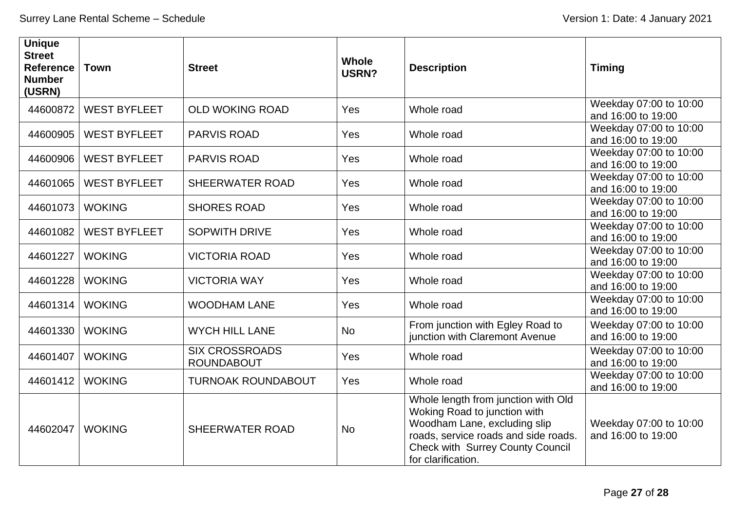| Unique Street Reference Number (USRN) | Town | Street | Whole USRN? | Description | Timing |
|---|---|---|---|---|---|
| 44600872 | WEST BYFLEET | OLD WOKING ROAD | Yes | Whole road | Weekday 07:00 to 10:00 and 16:00 to 19:00 |
| 44600905 | WEST BYFLEET | PARVIS ROAD | Yes | Whole road | Weekday 07:00 to 10:00 and 16:00 to 19:00 |
| 44600906 | WEST BYFLEET | PARVIS ROAD | Yes | Whole road | Weekday 07:00 to 10:00 and 16:00 to 19:00 |
| 44601065 | WEST BYFLEET | SHEERWATER ROAD | Yes | Whole road | Weekday 07:00 to 10:00 and 16:00 to 19:00 |
| 44601073 | WOKING | SHORES ROAD | Yes | Whole road | Weekday 07:00 to 10:00 and 16:00 to 19:00 |
| 44601082 | WEST BYFLEET | SOPWITH DRIVE | Yes | Whole road | Weekday 07:00 to 10:00 and 16:00 to 19:00 |
| 44601227 | WOKING | VICTORIA ROAD | Yes | Whole road | Weekday 07:00 to 10:00 and 16:00 to 19:00 |
| 44601228 | WOKING | VICTORIA WAY | Yes | Whole road | Weekday 07:00 to 10:00 and 16:00 to 19:00 |
| 44601314 | WOKING | WOODHAM LANE | Yes | Whole road | Weekday 07:00 to 10:00 and 16:00 to 19:00 |
| 44601330 | WOKING | WYCH HILL LANE | No | From junction with Egley Road to junction with Claremont Avenue | Weekday 07:00 to 10:00 and 16:00 to 19:00 |
| 44601407 | WOKING | SIX CROSSROADS ROUNDABOUT | Yes | Whole road | Weekday 07:00 to 10:00 and 16:00 to 19:00 |
| 44601412 | WOKING | TURNOAK ROUNDABOUT | Yes | Whole road | Weekday 07:00 to 10:00 and 16:00 to 19:00 |
| 44602047 | WOKING | SHEERWATER ROAD | No | Whole length from junction with Old Woking Road to junction with Woodham Lane, excluding slip roads, service roads and side roads. Check with Surrey County Council for clarification. | Weekday 07:00 to 10:00 and 16:00 to 19:00 |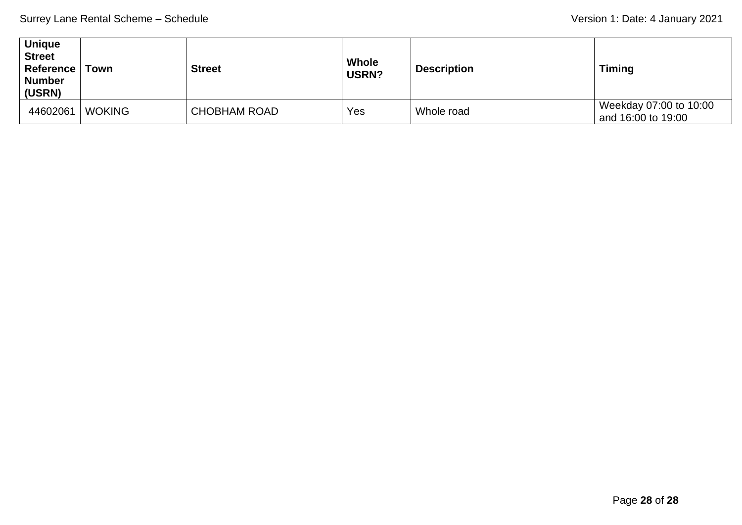| Unique Street Reference Number (USRN) | Town | Street | Whole USRN? | Description | Timing |
|---|---|---|---|---|---|
| 44602061 | WOKING | CHOBHAM ROAD | Yes | Whole road | Weekday 07:00 to 10:00 and 16:00 to 19:00 |